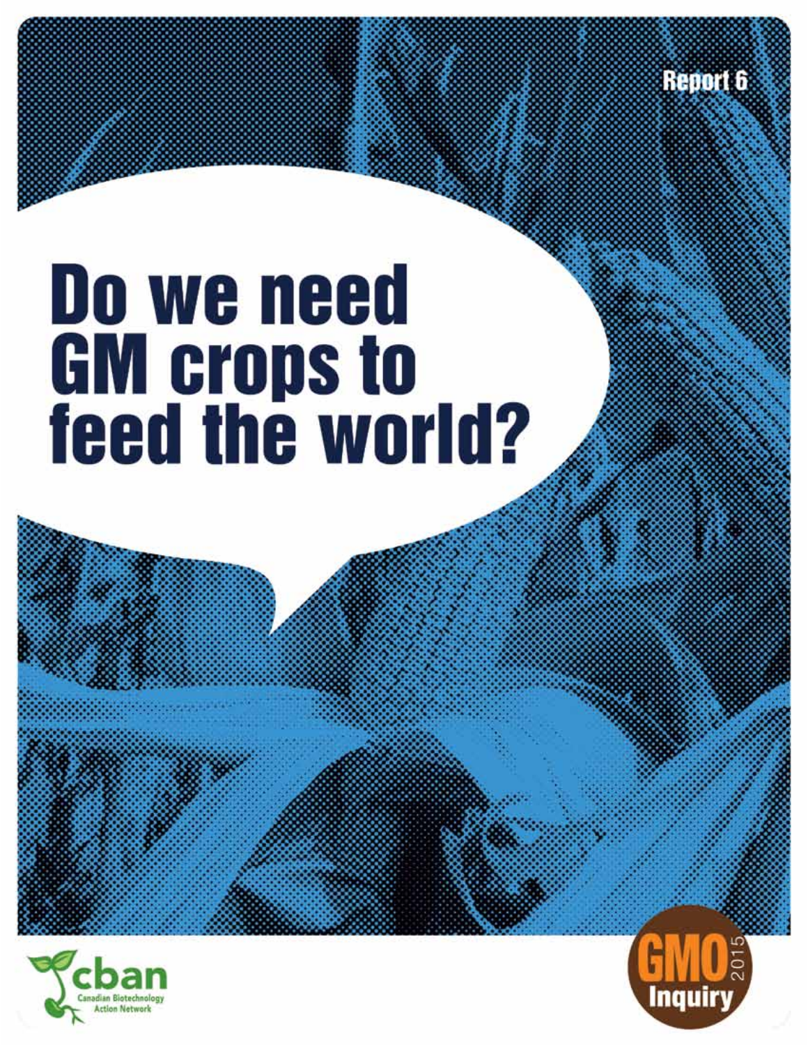Report 6

# Do we need GM crops to feed the world?

cban
Canadian Biotechnology Action Network

GMO 2015 Inquiry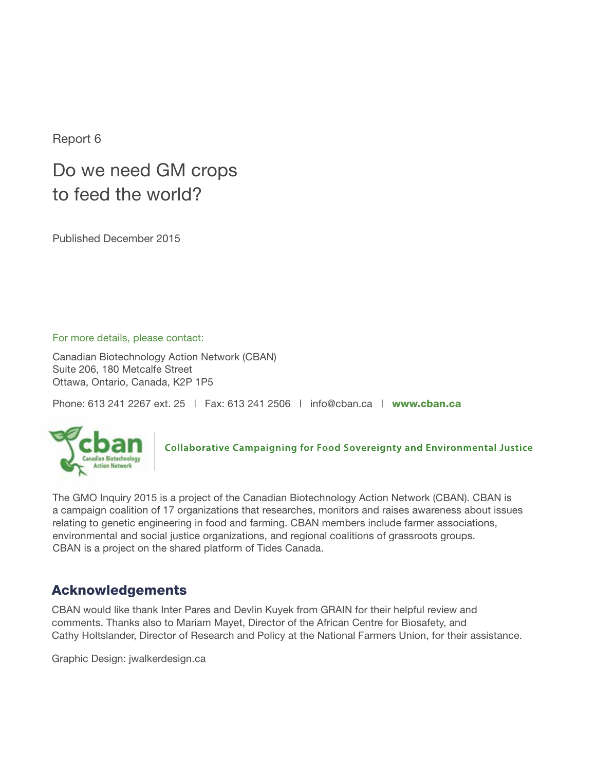Report 6

# Do we need GM crops to feed the world?

Published December 2015

For more details, please contact:

Canadian Biotechnology Action Network (CBAN)
Suite 206, 180 Metcalfe Street
Ottawa, Ontario, Canada, K2P 1P5

Phone: 613 241 2267 ext. 25 | Fax: 613 241 2506 | info@cban.ca | **www.cban.ca**

cban Canadian Biotechnology Action Network | Collaborative Campaigning for Food Sovereignty and Environmental Justice

The GMO Inquiry 2015 is a project of the Canadian Biotechnology Action Network (CBAN). CBAN is a campaign coalition of 17 organizations that researches, monitors and raises awareness about issues relating to genetic engineering in food and farming. CBAN members include farmer associations, environmental and social justice organizations, and regional coalitions of grassroots groups. CBAN is a project on the shared platform of Tides Canada.

## Acknowledgements

CBAN would like thank Inter Pares and Devlin Kuyek from GRAIN for their helpful review and comments. Thanks also to Mariam Mayet, Director of the African Centre for Biosafety, and Cathy Holtslander, Director of Research and Policy at the National Farmers Union, for their assistance.

Graphic Design: jwalkerdesign.ca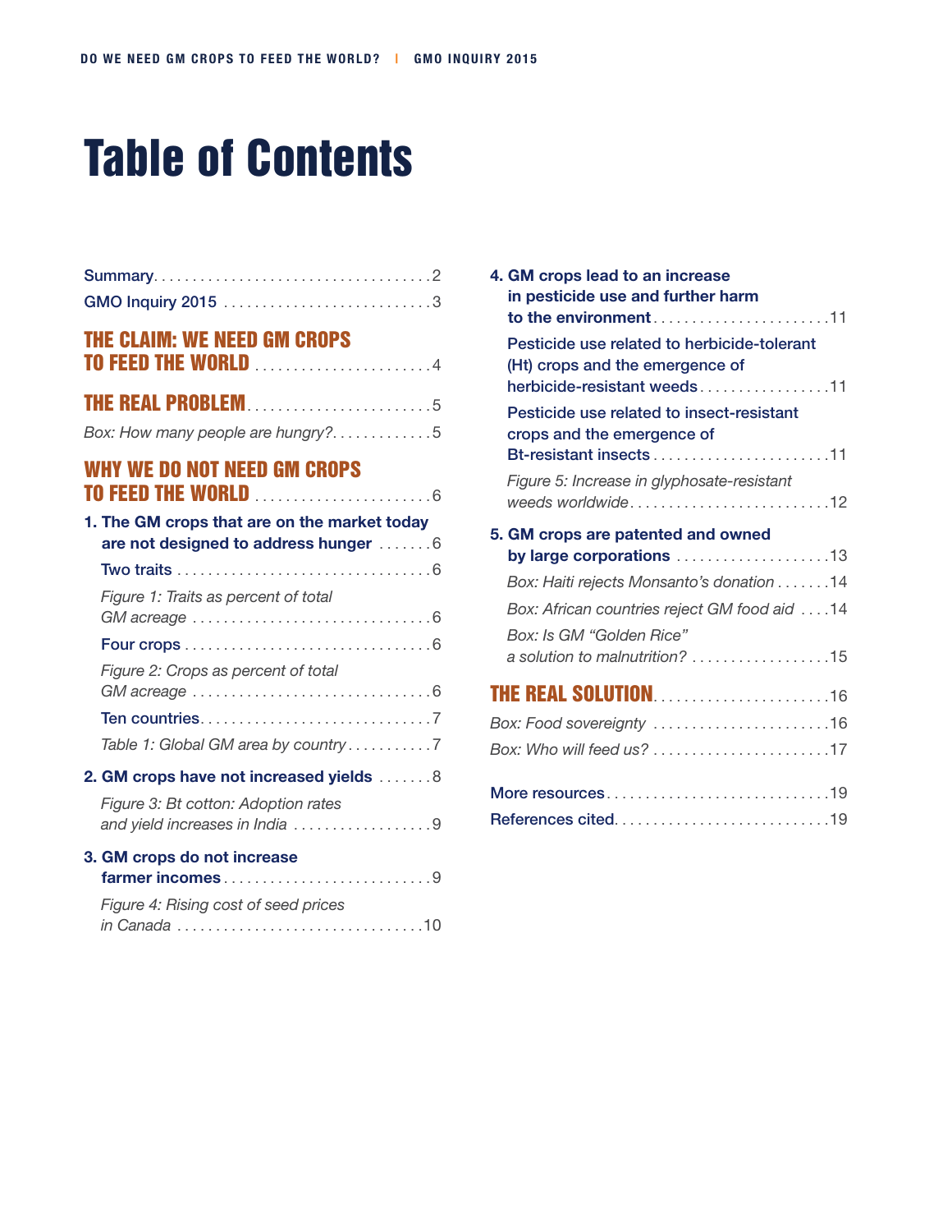# Table of Contents

Summary . . . . . . . . . . 2

GMO Inquiry 2015 . . . . . . . . . . 3

## THE CLAIM: WE NEED GM CROPS TO FEED THE WORLD . . . . . . . . . . 4

## THE REAL PROBLEM . . . . . . . . . . 5

*Box: How many people are hungry?* . . . . . . . . . . 5

## WHY WE DO NOT NEED GM CROPS TO FEED THE WORLD . . . . . . . . . . 6

**1. The GM crops that are on the market today are not designed to address hunger** . . . . . . . 6

- Two traits . . . . . . . . . . 6
- *Figure 1: Traits as percent of total GM acreage* . . . . . . . . . . 6
- Four crops . . . . . . . . . . 6
- *Figure 2: Crops as percent of total GM acreage* . . . . . . . . . . 6
- Ten countries . . . . . . . . . . 7
- *Table 1: Global GM area by country* . . . . . . . . . . 7

**2. GM crops have not increased yields** . . . . . . . 8

- *Figure 3: Bt cotton: Adoption rates and yield increases in India* . . . . . . . . . . 9

**3. GM crops do not increase farmer incomes** . . . . . . . . . . 9

- *Figure 4: Rising cost of seed prices in Canada* . . . . . . . . . . 10

**4. GM crops lead to an increase in pesticide use and further harm to the environment** . . . . . . . . . . 11

- Pesticide use related to herbicide-tolerant (Ht) crops and the emergence of herbicide-resistant weeds . . . . . . . . . . 11
- Pesticide use related to insect-resistant crops and the emergence of Bt-resistant insects . . . . . . . . . . 11
- *Figure 5: Increase in glyphosate-resistant weeds worldwide* . . . . . . . . . . 12

**5. GM crops are patented and owned by large corporations** . . . . . . . . . . 13

- *Box: Haiti rejects Monsanto's donation* . . . . . . . 14
- *Box: African countries reject GM food aid* . . . . 14
- *Box: Is GM "Golden Rice" a solution to malnutrition?* . . . . . . . . . . 15

## THE REAL SOLUTION . . . . . . . . . . 16

*Box: Food sovereignty* . . . . . . . . . . 16

*Box: Who will feed us?* . . . . . . . . . . 17

More resources . . . . . . . . . . 19

References cited . . . . . . . . . . 19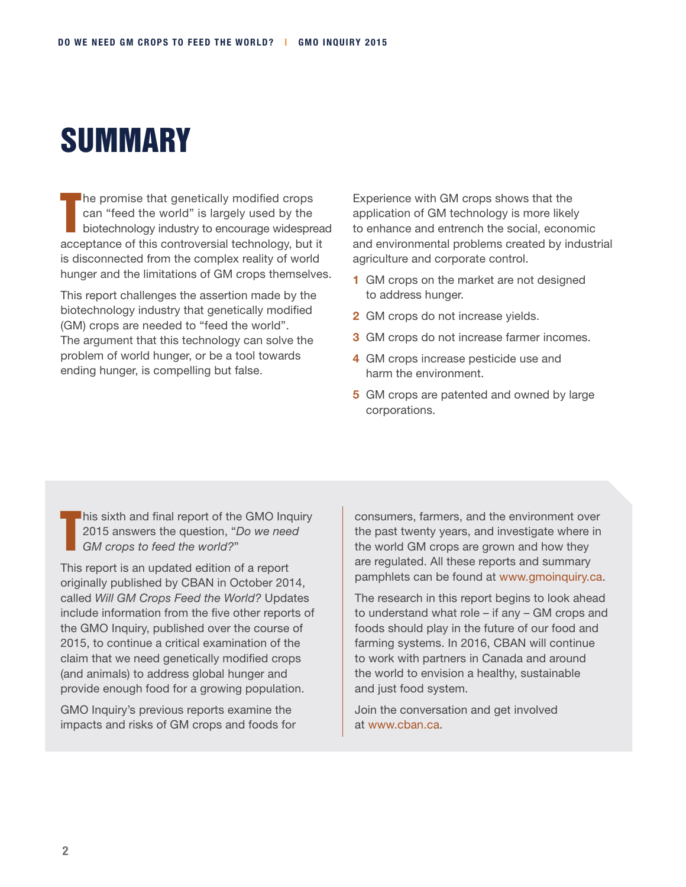# SUMMARY

The promise that genetically modified crops can "feed the world" is largely used by the biotechnology industry to encourage widespread acceptance of this controversial technology, but it is disconnected from the complex reality of world hunger and the limitations of GM crops themselves.

This report challenges the assertion made by the biotechnology industry that genetically modified (GM) crops are needed to "feed the world". The argument that this technology can solve the problem of world hunger, or be a tool towards ending hunger, is compelling but false.

Experience with GM crops shows that the application of GM technology is more likely to enhance and entrench the social, economic and environmental problems created by industrial agriculture and corporate control.

1. GM crops on the market are not designed to address hunger.
2. GM crops do not increase yields.
3. GM crops do not increase farmer incomes.
4. GM crops increase pesticide use and harm the environment.
5. GM crops are patented and owned by large corporations.

---

This sixth and final report of the GMO Inquiry 2015 answers the question, "*Do we need GM crops to feed the world?*"

This report is an updated edition of a report originally published by CBAN in October 2014, called *Will GM Crops Feed the World?* Updates include information from the five other reports of the GMO Inquiry, published over the course of 2015, to continue a critical examination of the claim that we need genetically modified crops (and animals) to address global hunger and provide enough food for a growing population.

GMO Inquiry's previous reports examine the impacts and risks of GM crops and foods for consumers, farmers, and the environment over the past twenty years, and investigate where in the world GM crops are grown and how they are regulated. All these reports and summary pamphlets can be found at www.gmoinquiry.ca.

The research in this report begins to look ahead to understand what role – if any – GM crops and foods should play in the future of our food and farming systems. In 2016, CBAN will continue to work with partners in Canada and around the world to envision a healthy, sustainable and just food system.

Join the conversation and get involved at www.cban.ca.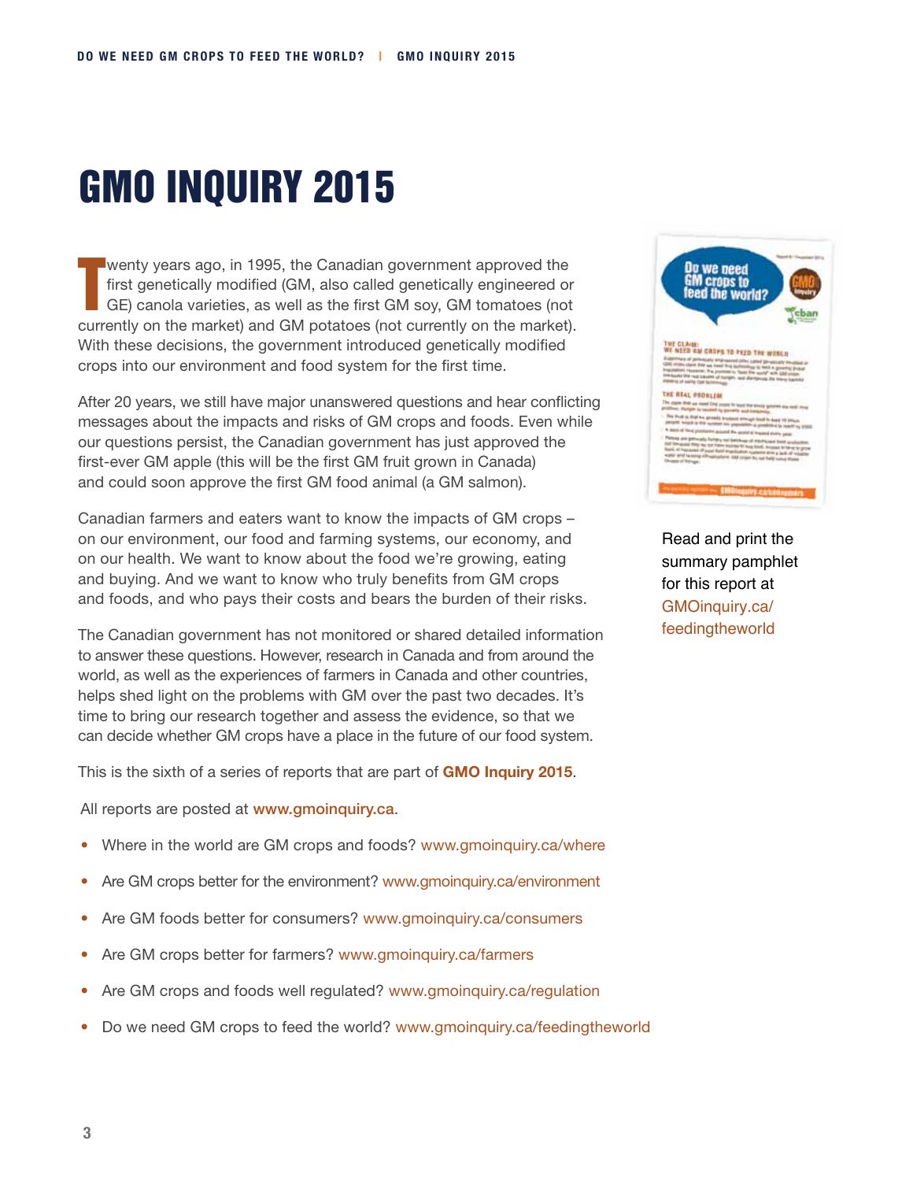# GMO INQUIRY 2015

Twenty years ago, in 1995, the Canadian government approved the first genetically modified (GM, also called genetically engineered or GE) canola varieties, as well as the first GM soy, GM tomatoes (not currently on the market) and GM potatoes (not currently on the market). With these decisions, the government introduced genetically modified crops into our environment and food system for the first time.

After 20 years, we still have major unanswered questions and hear conflicting messages about the impacts and risks of GM crops and foods. Even while our questions persist, the Canadian government has just approved the first-ever GM apple (this will be the first GM fruit grown in Canada) and could soon approve the first GM food animal (a GM salmon).

Canadian farmers and eaters want to know the impacts of GM crops – on our environment, our food and farming systems, our economy, and on our health. We want to know about the food we're growing, eating and buying. And we want to know who truly benefits from GM crops and foods, and who pays their costs and bears the burden of their risks.

The Canadian government has not monitored or shared detailed information to answer these questions. However, research in Canada and from around the world, as well as the experiences of farmers in Canada and other countries, helps shed light on the problems with GM over the past two decades. It's time to bring our research together and assess the evidence, so that we can decide whether GM crops have a place in the future of our food system.

This is the sixth of a series of reports that are part of **GMO Inquiry 2015**.

All reports are posted at www.gmoinquiry.ca.

- Where in the world are GM crops and foods? www.gmoinquiry.ca/where
- Are GM crops better for the environment? www.gmoinquiry.ca/environment
- Are GM foods better for consumers? www.gmoinquiry.ca/consumers
- Are GM crops better for farmers? www.gmoinquiry.ca/farmers
- Are GM crops and foods well regulated? www.gmoinquiry.ca/regulation
- Do we need GM crops to feed the world? www.gmoinquiry.ca/feedingtheworld

Read and print the summary pamphlet for this report at GMOinquiry.ca/feedingtheworld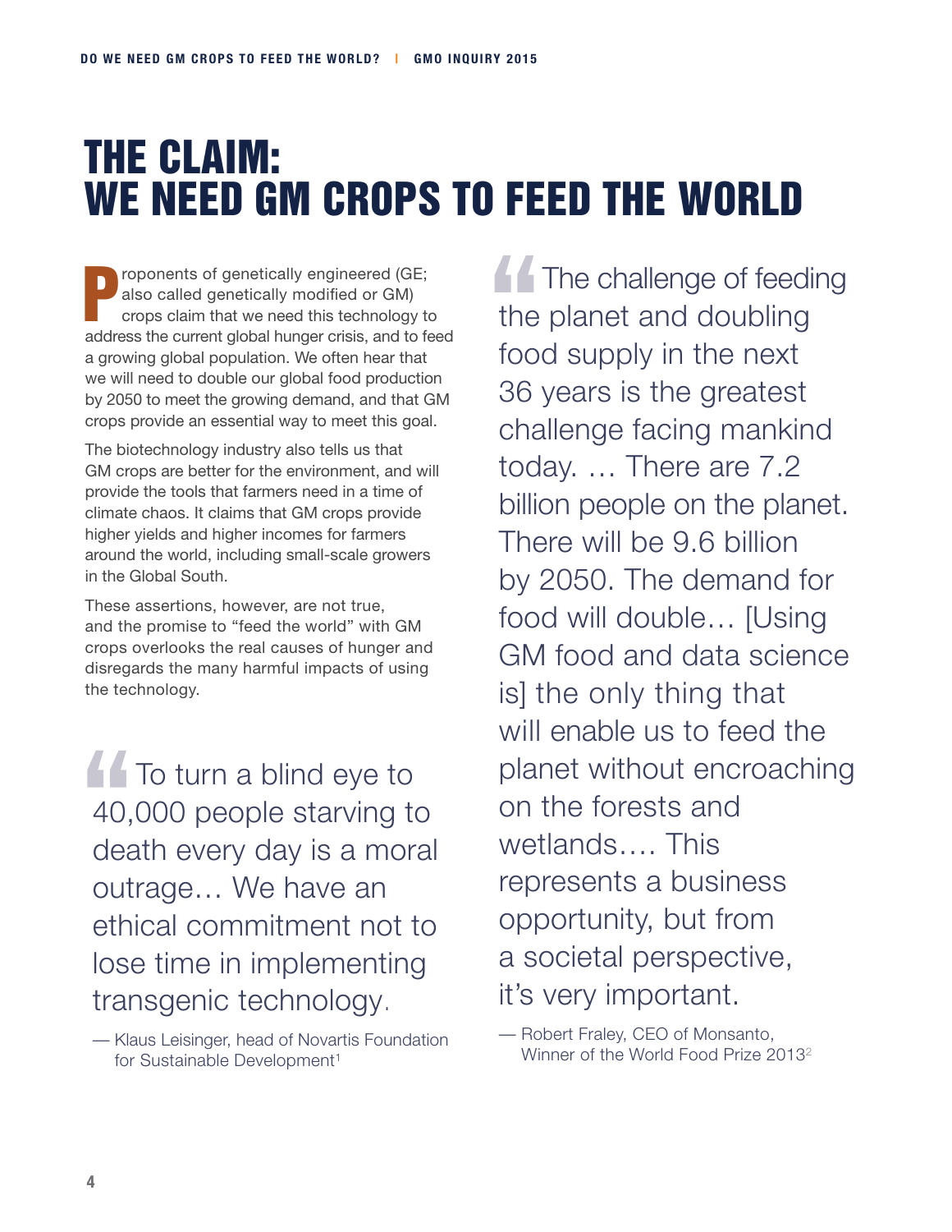# THE CLAIM: WE NEED GM CROPS TO FEED THE WORLD

Proponents of genetically engineered (GE; also called genetically modified or GM) crops claim that we need this technology to address the current global hunger crisis, and to feed a growing global population. We often hear that we will need to double our global food production by 2050 to meet the growing demand, and that GM crops provide an essential way to meet this goal.

The biotechnology industry also tells us that GM crops are better for the environment, and will provide the tools that farmers need in a time of climate chaos. It claims that GM crops provide higher yields and higher incomes for farmers around the world, including small-scale growers in the Global South.

These assertions, however, are not true, and the promise to "feed the world" with GM crops overlooks the real causes of hunger and disregards the many harmful impacts of using the technology.

> To turn a blind eye to 40,000 people starving to death every day is a moral outrage… We have an ethical commitment not to lose time in implementing transgenic technology.
>
> — Klaus Leisinger, head of Novartis Foundation for Sustainable Development[1]

> The challenge of feeding the planet and doubling food supply in the next 36 years is the greatest challenge facing mankind today. … There are 7.2 billion people on the planet. There will be 9.6 billion by 2050. The demand for food will double… [Using GM food and data science is] the only thing that will enable us to feed the planet without encroaching on the forests and wetlands…. This represents a business opportunity, but from a societal perspective, it's very important.
>
> — Robert Fraley, CEO of Monsanto, Winner of the World Food Prize 2013[2]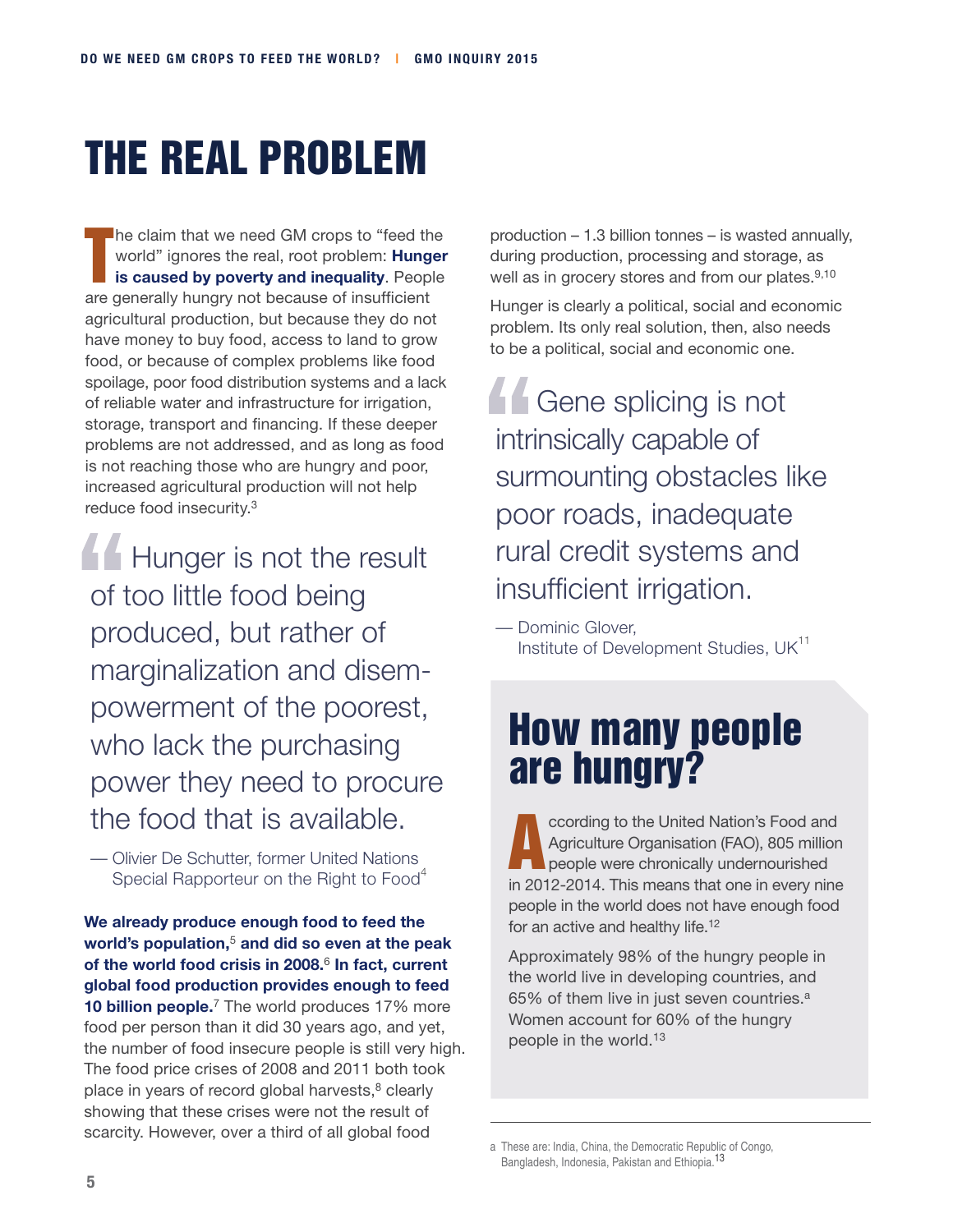# THE REAL PROBLEM

The claim that we need GM crops to "feed the world" ignores the real, root problem: **Hunger is caused by poverty and inequality**. People are generally hungry not because of insufficient agricultural production, but because they do not have money to buy food, access to land to grow food, or because of complex problems like food spoilage, poor food distribution systems and a lack of reliable water and infrastructure for irrigation, storage, transport and financing. If these deeper problems are not addressed, and as long as food is not reaching those who are hungry and poor, increased agricultural production will not help reduce food insecurity.[3]

> Hunger is not the result of too little food being produced, but rather of marginalization and disempowerment of the poorest, who lack the purchasing power they need to procure the food that is available.
>
> — Olivier De Schutter, former United Nations Special Rapporteur on the Right to Food[4]

**We already produce enough food to feed the world's population,**[5] **and did so even at the peak of the world food crisis in 2008.**[6] **In fact, current global food production provides enough to feed 10 billion people.**[7] The world produces 17% more food per person than it did 30 years ago, and yet, the number of food insecure people is still very high. The food price crises of 2008 and 2011 both took place in years of record global harvests,[8] clearly showing that these crises were not the result of scarcity. However, over a third of all global food production – 1.3 billion tonnes – is wasted annually, during production, processing and storage, as well as in grocery stores and from our plates.[9,10]

Hunger is clearly a political, social and economic problem. Its only real solution, then, also needs to be a political, social and economic one.

> Gene splicing is not intrinsically capable of surmounting obstacles like poor roads, inadequate rural credit systems and insufficient irrigation.
>
> — Dominic Glover, Institute of Development Studies, UK[11]

## How many people are hungry?

According to the United Nation's Food and Agriculture Organisation (FAO), 805 million people were chronically undernourished in 2012-2014. This means that one in every nine people in the world does not have enough food for an active and healthy life.[12]

Approximately 98% of the hungry people in the world live in developing countries, and 65% of them live in just seven countries.[a] Women account for 60% of the hungry people in the world.[13]

a These are: India, China, the Democratic Republic of Congo, Bangladesh, Indonesia, Pakistan and Ethiopia.[13]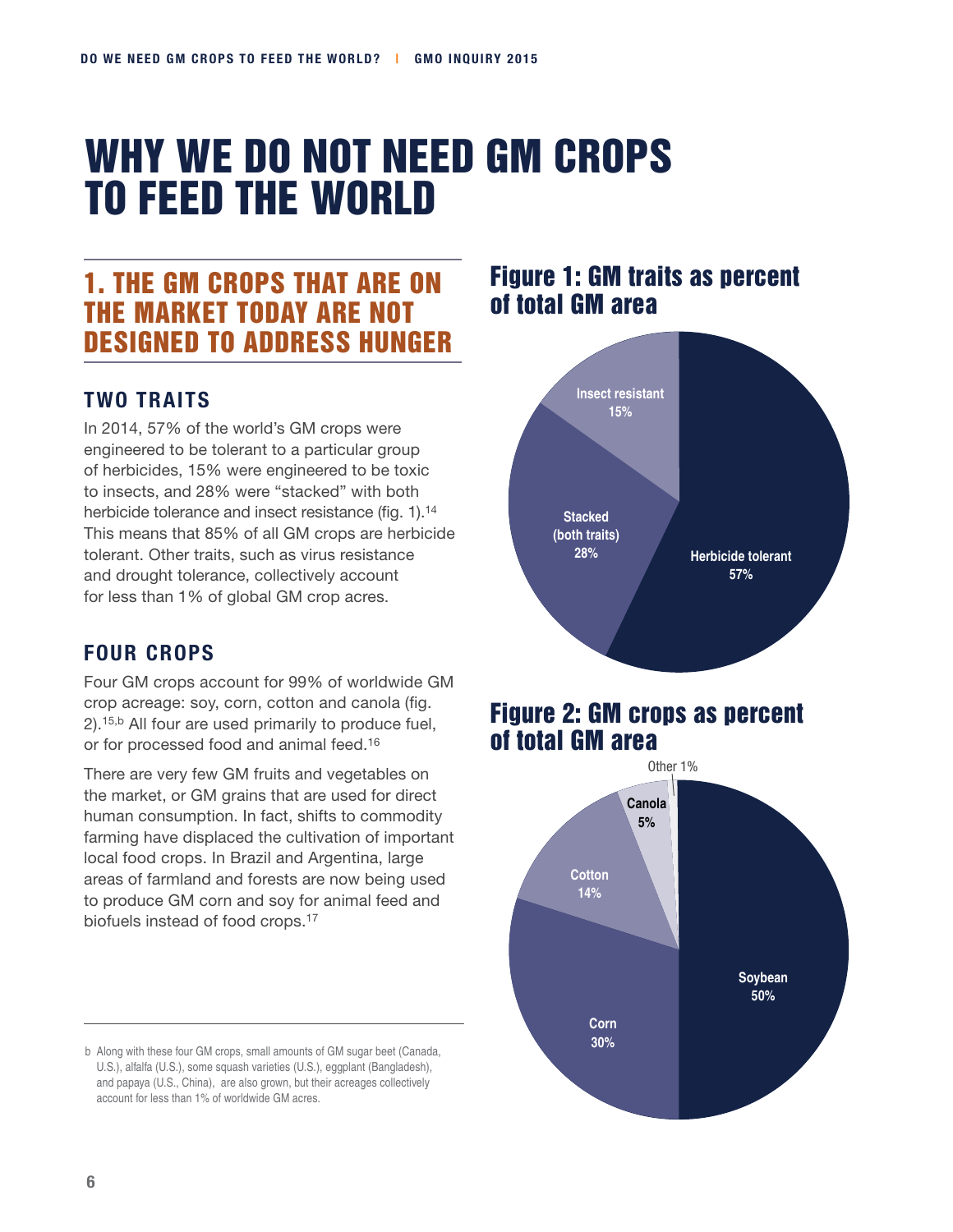# WHY WE DO NOT NEED GM CROPS TO FEED THE WORLD

## 1. THE GM CROPS THAT ARE ON THE MARKET TODAY ARE NOT DESIGNED TO ADDRESS HUNGER

### TWO TRAITS

In 2014, 57% of the world's GM crops were engineered to be tolerant to a particular group of herbicides, 15% were engineered to be toxic to insects, and 28% were "stacked" with both herbicide tolerance and insect resistance (fig. 1).[14] This means that 85% of all GM crops are herbicide tolerant. Other traits, such as virus resistance and drought tolerance, collectively account for less than 1% of global GM crop acres.

### FOUR CROPS

Four GM crops account for 99% of worldwide GM crop acreage: soy, corn, cotton and canola (fig. 2).[15,b] All four are used primarily to produce fuel, or for processed food and animal feed.[16]

There are very few GM fruits and vegetables on the market, or GM grains that are used for direct human consumption. In fact, shifts to commodity farming have displaced the cultivation of important local food crops. In Brazil and Argentina, large areas of farmland and forests are now being used to produce GM corn and soy for animal feed and biofuels instead of food crops.[17]

b Along with these four GM crops, small amounts of GM sugar beet (Canada, U.S.), alfalfa (U.S.), some squash varieties (U.S.), eggplant (Bangladesh), and papaya (U.S., China), are also grown, but their acreages collectively account for less than 1% of worldwide GM acres.

### Figure 1: GM traits as percent of total GM area

Insect resistant 15%
Stacked (both traits) 28%
Herbicide tolerant 57%

### Figure 2: GM crops as percent of total GM area

Other 1%
Canola 5%
Cotton 14%
Corn 30%
Soybean 50%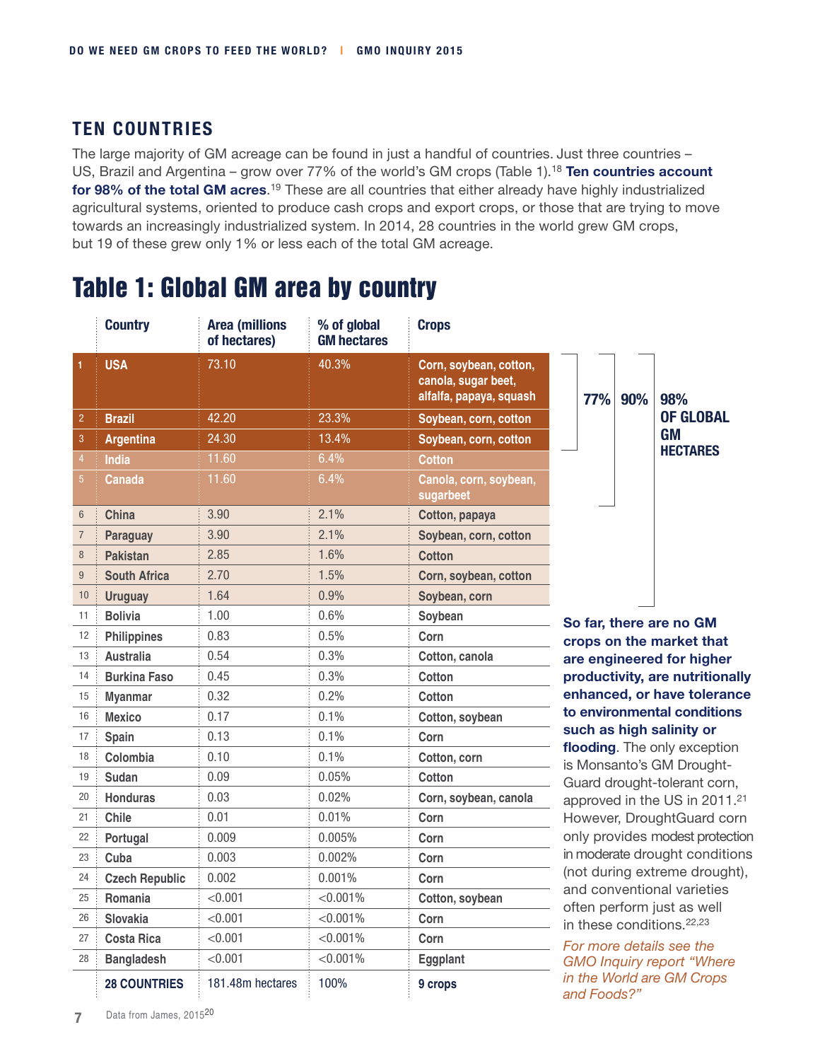## TEN COUNTRIES

The large majority of GM acreage can be found in just a handful of countries. Just three countries – US, Brazil and Argentina – grow over 77% of the world's GM crops (Table 1).[18] **Ten countries account for 98% of the total GM acres**.[19] These are all countries that either already have highly industrialized agricultural systems, oriented to produce cash crops and export crops, or those that are trying to move towards an increasingly industrialized system. In 2014, 28 countries in the world grew GM crops, but 19 of these grew only 1% or less each of the total GM acreage.

# Table 1: Global GM area by country

| | Country | Area (millions of hectares) | % of global GM hectares | Crops |
|---|---|---|---|---|
| 1 | USA | 73.10 | 40.3% | Corn, soybean, cotton, canola, sugar beet, alfalfa, papaya, squash |
| 2 | Brazil | 42.20 | 23.3% | Soybean, corn, cotton |
| 3 | Argentina | 24.30 | 13.4% | Soybean, corn, cotton |
| 4 | India | 11.60 | 6.4% | Cotton |
| 5 | Canada | 11.60 | 6.4% | Canola, corn, soybean, sugarbeet |
| 6 | China | 3.90 | 2.1% | Cotton, papaya |
| 7 | Paraguay | 3.90 | 2.1% | Soybean, corn, cotton |
| 8 | Pakistan | 2.85 | 1.6% | Cotton |
| 9 | South Africa | 2.70 | 1.5% | Corn, soybean, cotton |
| 10 | Uruguay | 1.64 | 0.9% | Soybean, corn |
| 11 | Bolivia | 1.00 | 0.6% | Soybean |
| 12 | Philippines | 0.83 | 0.5% | Corn |
| 13 | Australia | 0.54 | 0.3% | Cotton, canola |
| 14 | Burkina Faso | 0.45 | 0.3% | Cotton |
| 15 | Myanmar | 0.32 | 0.2% | Cotton |
| 16 | Mexico | 0.17 | 0.1% | Cotton, soybean |
| 17 | Spain | 0.13 | 0.1% | Corn |
| 18 | Colombia | 0.10 | 0.1% | Cotton, corn |
| 19 | Sudan | 0.09 | 0.05% | Cotton |
| 20 | Honduras | 0.03 | 0.02% | Corn, soybean, canola |
| 21 | Chile | 0.01 | 0.01% | Corn |
| 22 | Portugal | 0.009 | 0.005% | Corn |
| 23 | Cuba | 0.003 | 0.002% | Corn |
| 24 | Czech Republic | 0.002 | 0.001% | Corn |
| 25 | Romania | <0.001 | <0.001% | Cotton, soybean |
| 26 | Slovakia | <0.001 | <0.001% | Corn |
| 27 | Costa Rica | <0.001 | <0.001% | Corn |
| 28 | Bangladesh | <0.001 | <0.001% | Eggplant |
| | 28 COUNTRIES | 181.48m hectares | 100% | 9 crops |

77% | 90% | 98% OF GLOBAL GM HECTARES

Data from James, 2015[20]

**So far, there are no GM crops on the market that are engineered for higher productivity, are nutritionally enhanced, or have tolerance to environmental conditions such as high salinity or flooding**. The only exception is Monsanto's GM Drought-Guard drought-tolerant corn, approved in the US in 2011.[21] However, DroughtGuard corn only provides modest protection in moderate drought conditions (not during extreme drought), and conventional varieties often perform just as well in these conditions.[22,23]

*For more details see the GMO Inquiry report "Where in the World are GM Crops and Foods?"*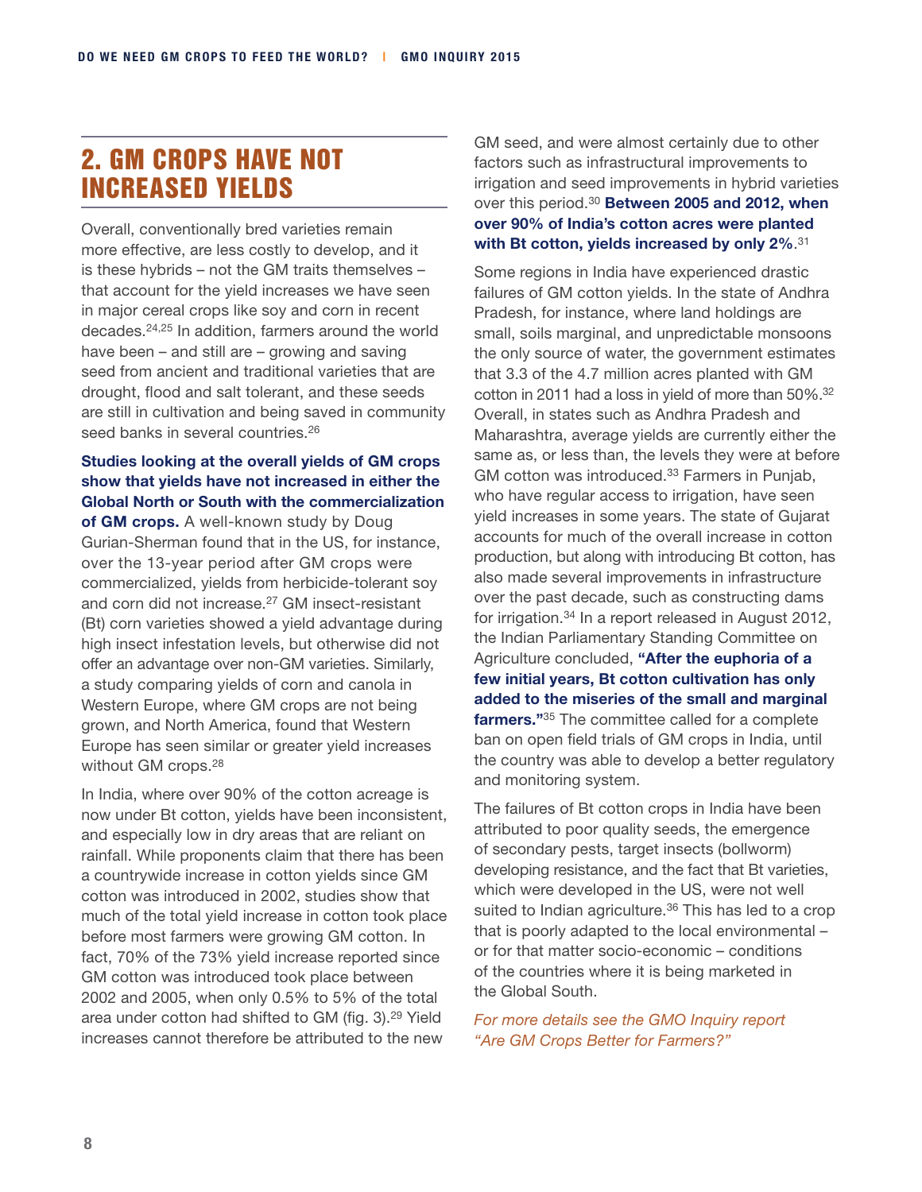## 2. GM CROPS HAVE NOT INCREASED YIELDS

Overall, conventionally bred varieties remain more effective, are less costly to develop, and it is these hybrids – not the GM traits themselves – that account for the yield increases we have seen in major cereal crops like soy and corn in recent decades.[24,25] In addition, farmers around the world have been – and still are – growing and saving seed from ancient and traditional varieties that are drought, flood and salt tolerant, and these seeds are still in cultivation and being saved in community seed banks in several countries.[26]

**Studies looking at the overall yields of GM crops show that yields have not increased in either the Global North or South with the commercialization of GM crops.** A well-known study by Doug Gurian-Sherman found that in the US, for instance, over the 13-year period after GM crops were commercialized, yields from herbicide-tolerant soy and corn did not increase.[27] GM insect-resistant (Bt) corn varieties showed a yield advantage during high insect infestation levels, but otherwise did not offer an advantage over non-GM varieties. Similarly, a study comparing yields of corn and canola in Western Europe, where GM crops are not being grown, and North America, found that Western Europe has seen similar or greater yield increases without GM crops.[28]

In India, where over 90% of the cotton acreage is now under Bt cotton, yields have been inconsistent, and especially low in dry areas that are reliant on rainfall. While proponents claim that there has been a countrywide increase in cotton yields since GM cotton was introduced in 2002, studies show that much of the total yield increase in cotton took place before most farmers were growing GM cotton. In fact, 70% of the 73% yield increase reported since GM cotton was introduced took place between 2002 and 2005, when only 0.5% to 5% of the total area under cotton had shifted to GM (fig. 3).[29] Yield increases cannot therefore be attributed to the new GM seed, and were almost certainly due to other factors such as infrastructural improvements to irrigation and seed improvements in hybrid varieties over this period.[30] **Between 2005 and 2012, when over 90% of India's cotton acres were planted with Bt cotton, yields increased by only 2%**.[31]

Some regions in India have experienced drastic failures of GM cotton yields. In the state of Andhra Pradesh, for instance, where land holdings are small, soils marginal, and unpredictable monsoons the only source of water, the government estimates that 3.3 of the 4.7 million acres planted with GM cotton in 2011 had a loss in yield of more than 50%.[32] Overall, in states such as Andhra Pradesh and Maharashtra, average yields are currently either the same as, or less than, the levels they were at before GM cotton was introduced.[33] Farmers in Punjab, who have regular access to irrigation, have seen yield increases in some years. The state of Gujarat accounts for much of the overall increase in cotton production, but along with introducing Bt cotton, has also made several improvements in infrastructure over the past decade, such as constructing dams for irrigation.[34] In a report released in August 2012, the Indian Parliamentary Standing Committee on Agriculture concluded, **"After the euphoria of a few initial years, Bt cotton cultivation has only added to the miseries of the small and marginal farmers."**[35] The committee called for a complete ban on open field trials of GM crops in India, until the country was able to develop a better regulatory and monitoring system.

The failures of Bt cotton crops in India have been attributed to poor quality seeds, the emergence of secondary pests, target insects (bollworm) developing resistance, and the fact that Bt varieties, which were developed in the US, were not well suited to Indian agriculture.[36] This has led to a crop that is poorly adapted to the local environmental – or for that matter socio-economic – conditions of the countries where it is being marketed in the Global South.

*For more details see the GMO Inquiry report "Are GM Crops Better for Farmers?"*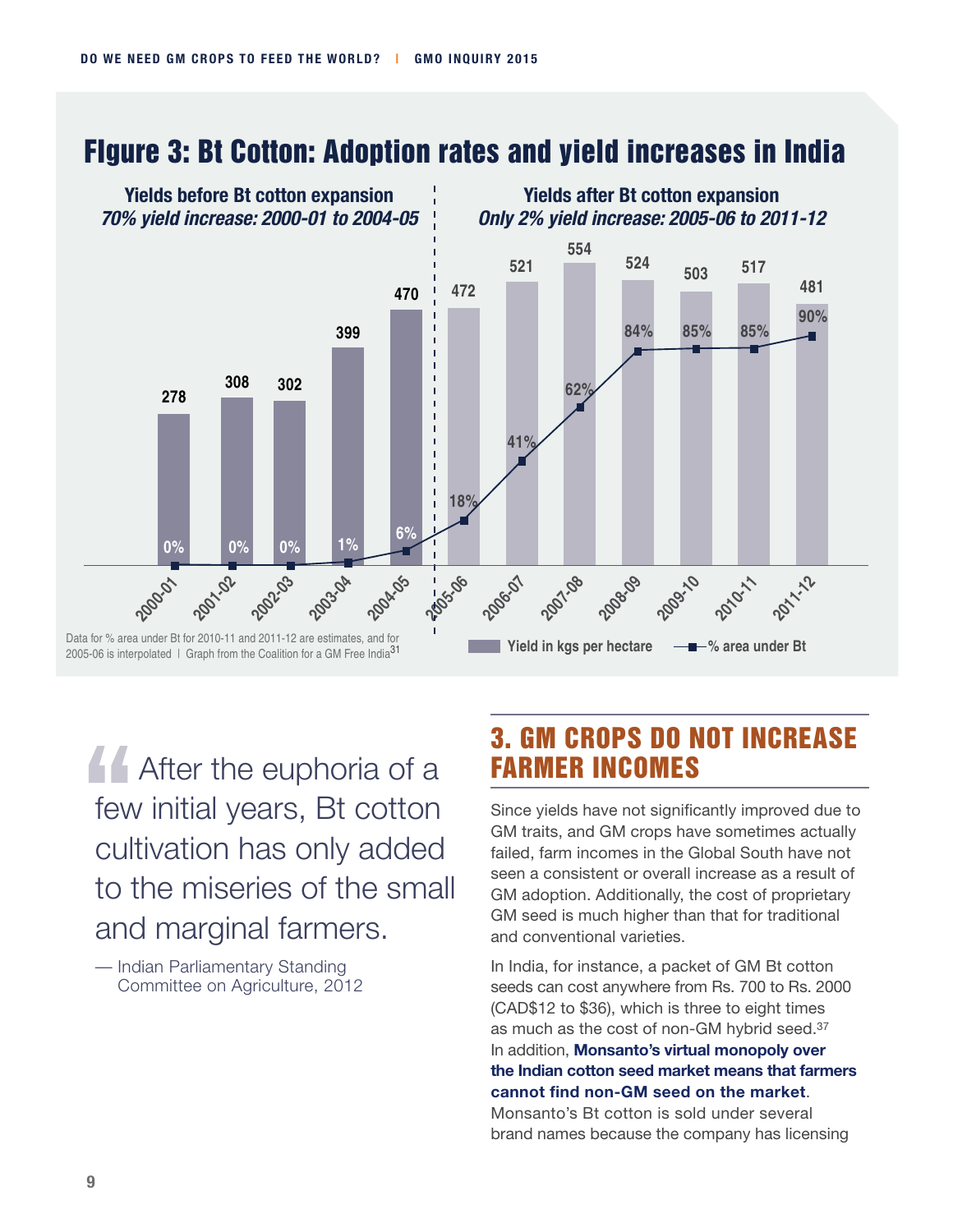## Figure 3: Bt Cotton: Adoption rates and yield increases in India

**Yields before Bt cotton expansion**
***70% yield increase: 2000-01 to 2004-05***

**Yields after Bt cotton expansion**
***Only 2% yield increase: 2005-06 to 2011-12***

278 308 302 399 470 472 521 554 524 503 517 481

0% 0% 0% 1% 6% 18% 41% 62% 84% 85% 85% 90%

2000-01 2001-02 2002-03 2003-04 2004-05 2005-06 2006-07 2007-08 2008-09 2009-10 2010-11 2011-12

Yield in kgs per hectare

% area under Bt

Data for % area under Bt for 2010-11 and 2011-12 are estimates, and for 2005-06 is interpolated | Graph from the Coalition for a GM Free India[31]

> After the euphoria of a few initial years, Bt cotton cultivation has only added to the miseries of the small and marginal farmers.
>
> — Indian Parliamentary Standing Committee on Agriculture, 2012

## 3. GM CROPS DO NOT INCREASE FARMER INCOMES

Since yields have not significantly improved due to GM traits, and GM crops have sometimes actually failed, farm incomes in the Global South have not seen a consistent or overall increase as a result of GM adoption. Additionally, the cost of proprietary GM seed is much higher than that for traditional and conventional varieties.

In India, for instance, a packet of GM Bt cotton seeds can cost anywhere from Rs. 700 to Rs. 2000 (CAD$12 to $36), which is three to eight times as much as the cost of non-GM hybrid seed.[37] In addition, **Monsanto's virtual monopoly over the Indian cotton seed market means that farmers cannot find non-GM seed on the market**. Monsanto's Bt cotton is sold under several brand names because the company has licensing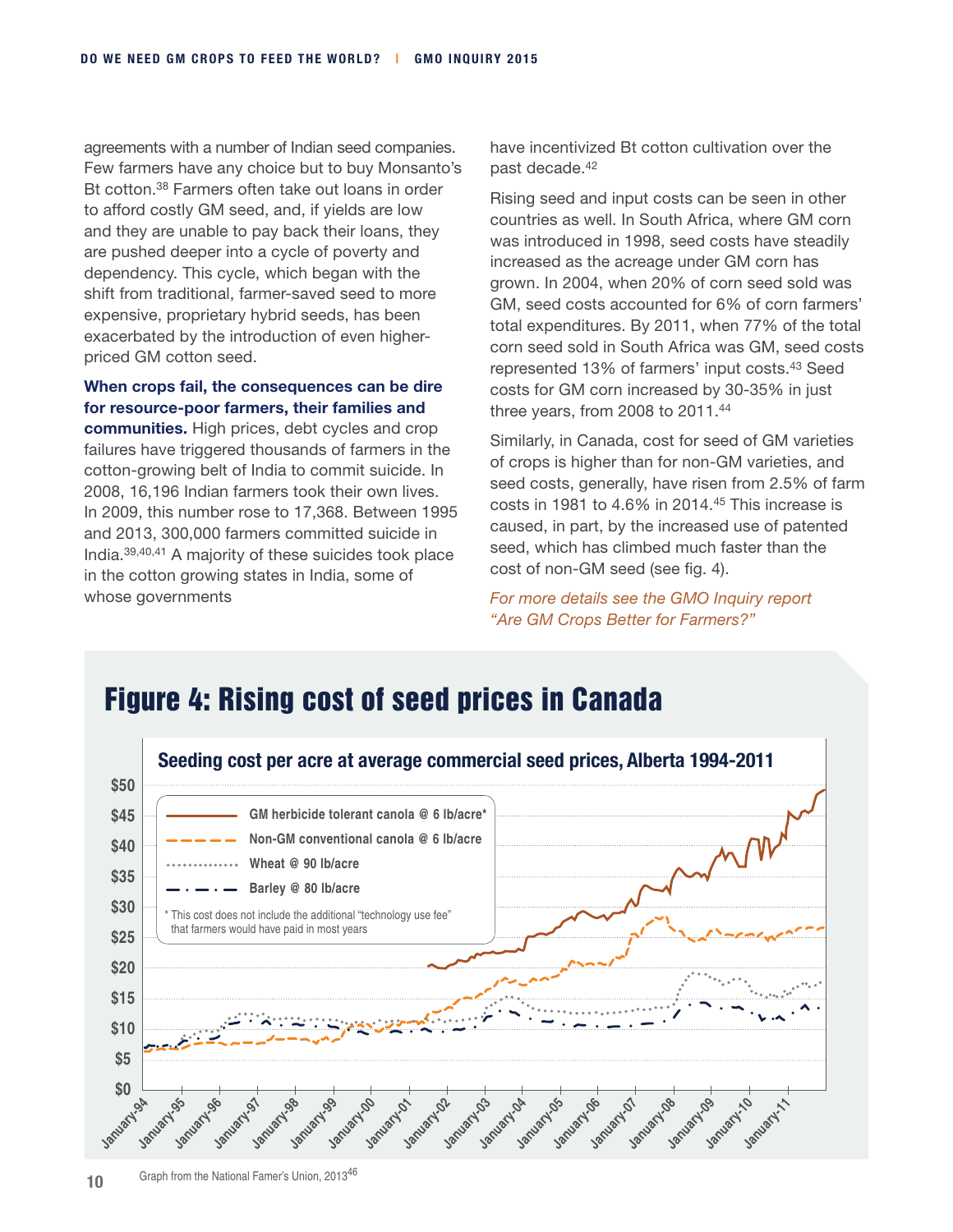agreements with a number of Indian seed companies. Few farmers have any choice but to buy Monsanto's Bt cotton.[38] Farmers often take out loans in order to afford costly GM seed, and, if yields are low and they are unable to pay back their loans, they are pushed deeper into a cycle of poverty and dependency. This cycle, which began with the shift from traditional, farmer-saved seed to more expensive, proprietary hybrid seeds, has been exacerbated by the introduction of even higher-priced GM cotton seed.

**When crops fail, the consequences can be dire for resource-poor farmers, their families and communities.** High prices, debt cycles and crop failures have triggered thousands of farmers in the cotton-growing belt of India to commit suicide. In 2008, 16,196 Indian farmers took their own lives. In 2009, this number rose to 17,368. Between 1995 and 2013, 300,000 farmers committed suicide in India.[39,40,41] A majority of these suicides took place in the cotton growing states in India, some of whose governments have incentivized Bt cotton cultivation over the past decade.[42]

Rising seed and input costs can be seen in other countries as well. In South Africa, where GM corn was introduced in 1998, seed costs have steadily increased as the acreage under GM corn has grown. In 2004, when 20% of corn seed sold was GM, seed costs accounted for 6% of corn farmers' total expenditures. By 2011, when 77% of the total corn seed sold in South Africa was GM, seed costs represented 13% of farmers' input costs.[43] Seed costs for GM corn increased by 30-35% in just three years, from 2008 to 2011.[44]

Similarly, in Canada, cost for seed of GM varieties of crops is higher than for non-GM varieties, and seed costs, generally, have risen from 2.5% of farm costs in 1981 to 4.6% in 2014.[45] This increase is caused, in part, by the increased use of patented seed, which has climbed much faster than the cost of non-GM seed (see fig. 4).

*For more details see the GMO Inquiry report "Are GM Crops Better for Farmers?"*

## Figure 4: Rising cost of seed prices in Canada

Seeding cost per acre at average commercial seed prices, Alberta 1994-2011

GM herbicide tolerant canola @ 6 lb/acre*
Non-GM conventional canola @ 6 lb/acre
Wheat @ 90 lb/acre
Barley @ 80 lb/acre

\* This cost does not include the additional "technology use fee" that farmers would have paid in most years

$50
$45
$40
$35
$30
$25
$20
$15
$10
$5
$0

January-94, January-95, January-96, January-97, January-98, January-99, January-00, January-01, January-02, January-03, January-04, January-05, January-06, January-07, January-08, January-09, January-10, January-11

Graph from the National Famer's Union, 2013[46]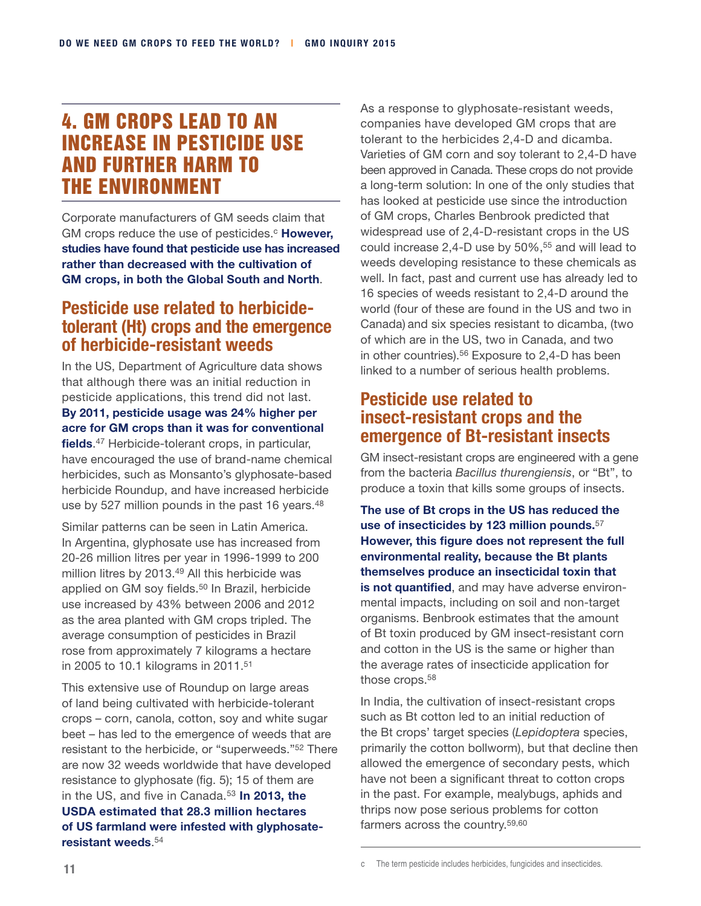# 4. GM CROPS LEAD TO AN INCREASE IN PESTICIDE USE AND FURTHER HARM TO THE ENVIRONMENT

Corporate manufacturers of GM seeds claim that GM crops reduce the use of pesticides.[c] **However, studies have found that pesticide use has increased rather than decreased with the cultivation of GM crops, in both the Global South and North**.

## Pesticide use related to herbicide-tolerant (Ht) crops and the emergence of herbicide-resistant weeds

In the US, Department of Agriculture data shows that although there was an initial reduction in pesticide applications, this trend did not last. **By 2011, pesticide usage was 24% higher per acre for GM crops than it was for conventional fields**.[47] Herbicide-tolerant crops, in particular, have encouraged the use of brand-name chemical herbicides, such as Monsanto's glyphosate-based herbicide Roundup, and have increased herbicide use by 527 million pounds in the past 16 years.[48]

Similar patterns can be seen in Latin America. In Argentina, glyphosate use has increased from 20-26 million litres per year in 1996-1999 to 200 million litres by 2013.[49] All this herbicide was applied on GM soy fields.[50] In Brazil, herbicide use increased by 43% between 2006 and 2012 as the area planted with GM crops tripled. The average consumption of pesticides in Brazil rose from approximately 7 kilograms a hectare in 2005 to 10.1 kilograms in 2011.[51]

This extensive use of Roundup on large areas of land being cultivated with herbicide-tolerant crops – corn, canola, cotton, soy and white sugar beet – has led to the emergence of weeds that are resistant to the herbicide, or "superweeds."[52] There are now 32 weeds worldwide that have developed resistance to glyphosate (fig. 5); 15 of them are in the US, and five in Canada.[53] **In 2013, the USDA estimated that 28.3 million hectares of US farmland were infested with glyphosate-resistant weeds**.[54]

As a response to glyphosate-resistant weeds, companies have developed GM crops that are tolerant to the herbicides 2,4-D and dicamba. Varieties of GM corn and soy tolerant to 2,4-D have been approved in Canada. These crops do not provide a long-term solution: In one of the only studies that has looked at pesticide use since the introduction of GM crops, Charles Benbrook predicted that widespread use of 2,4-D-resistant crops in the US could increase 2,4-D use by 50%,[55] and will lead to weeds developing resistance to these chemicals as well. In fact, past and current use has already led to 16 species of weeds resistant to 2,4-D around the world (four of these are found in the US and two in Canada) and six species resistant to dicamba, (two of which are in the US, two in Canada, and two in other countries).[56] Exposure to 2,4-D has been linked to a number of serious health problems.

## Pesticide use related to insect-resistant crops and the emergence of Bt-resistant insects

GM insect-resistant crops are engineered with a gene from the bacteria *Bacillus thurengiensis*, or "Bt", to produce a toxin that kills some groups of insects.

**The use of Bt crops in the US has reduced the use of insecticides by 123 million pounds.**[57] **However, this figure does not represent the full environmental reality, because the Bt plants themselves produce an insecticidal toxin that is not quantified**, and may have adverse environmental impacts, including on soil and non-target organisms. Benbrook estimates that the amount of Bt toxin produced by GM insect-resistant corn and cotton in the US is the same or higher than the average rates of insecticide application for those crops.[58]

In India, the cultivation of insect-resistant crops such as Bt cotton led to an initial reduction of the Bt crops' target species (*Lepidoptera* species, primarily the cotton bollworm), but that decline then allowed the emergence of secondary pests, which have not been a significant threat to cotton crops in the past. For example, mealybugs, aphids and thrips now pose serious problems for cotton farmers across the country.[59,60]

c The term pesticide includes herbicides, fungicides and insecticides.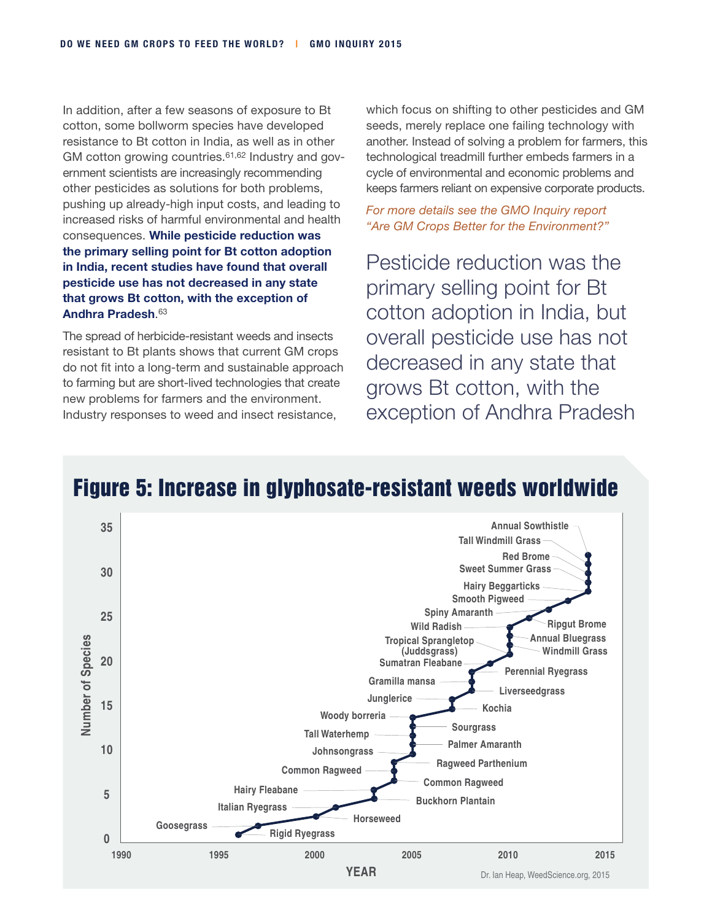In addition, after a few seasons of exposure to Bt cotton, some bollworm species have developed resistance to Bt cotton in India, as well as in other GM cotton growing countries.[61,62] Industry and government scientists are increasingly recommending other pesticides as solutions for both problems, pushing up already-high input costs, and leading to increased risks of harmful environmental and health consequences. **While pesticide reduction was the primary selling point for Bt cotton adoption in India, recent studies have found that overall pesticide use has not decreased in any state that grows Bt cotton, with the exception of Andhra Pradesh**.[63]

The spread of herbicide-resistant weeds and insects resistant to Bt plants shows that current GM crops do not fit into a long-term and sustainable approach to farming but are short-lived technologies that create new problems for farmers and the environment. Industry responses to weed and insect resistance, which focus on shifting to other pesticides and GM seeds, merely replace one failing technology with another. Instead of solving a problem for farmers, this technological treadmill further embeds farmers in a cycle of environmental and economic problems and keeps farmers reliant on expensive corporate products.

*For more details see the GMO Inquiry report "Are GM Crops Better for the Environment?"*

> Pesticide reduction was the primary selling point for Bt cotton adoption in India, but overall pesticide use has not decreased in any state that grows Bt cotton, with the exception of Andhra Pradesh

## Figure 5: Increase in glyphosate-resistant weeds worldwide

Number of Species: 0, 5, 10, 15, 20, 25, 30, 35

YEAR: 1990, 1995, 2000, 2005, 2010, 2015

Annual Sowthistle
Tall Windmill Grass
Red Brome
Sweet Summer Grass
Hairy Beggarticks
Smooth Pigweed
Spiny Amaranth
Wild Radish
Ripgut Brome
Annual Bluegrass
Tropical Sprangletop (Juddsgrass)
Windmill Grass
Sumatran Fleabane
Perennial Ryegrass
Gramilla mansa
Liverseedgrass
Junglerice
Kochia
Woody borreria
Sourgrass
Tall Waterhemp
Palmer Amaranth
Johnsongrass
Ragweed Parthenium
Common Ragweed
Common Ragweed
Hairy Fleabane
Buckhorn Plantain
Italian Ryegrass
Horseweed
Goosegrass
Rigid Ryegrass

Dr. Ian Heap, WeedScience.org, 2015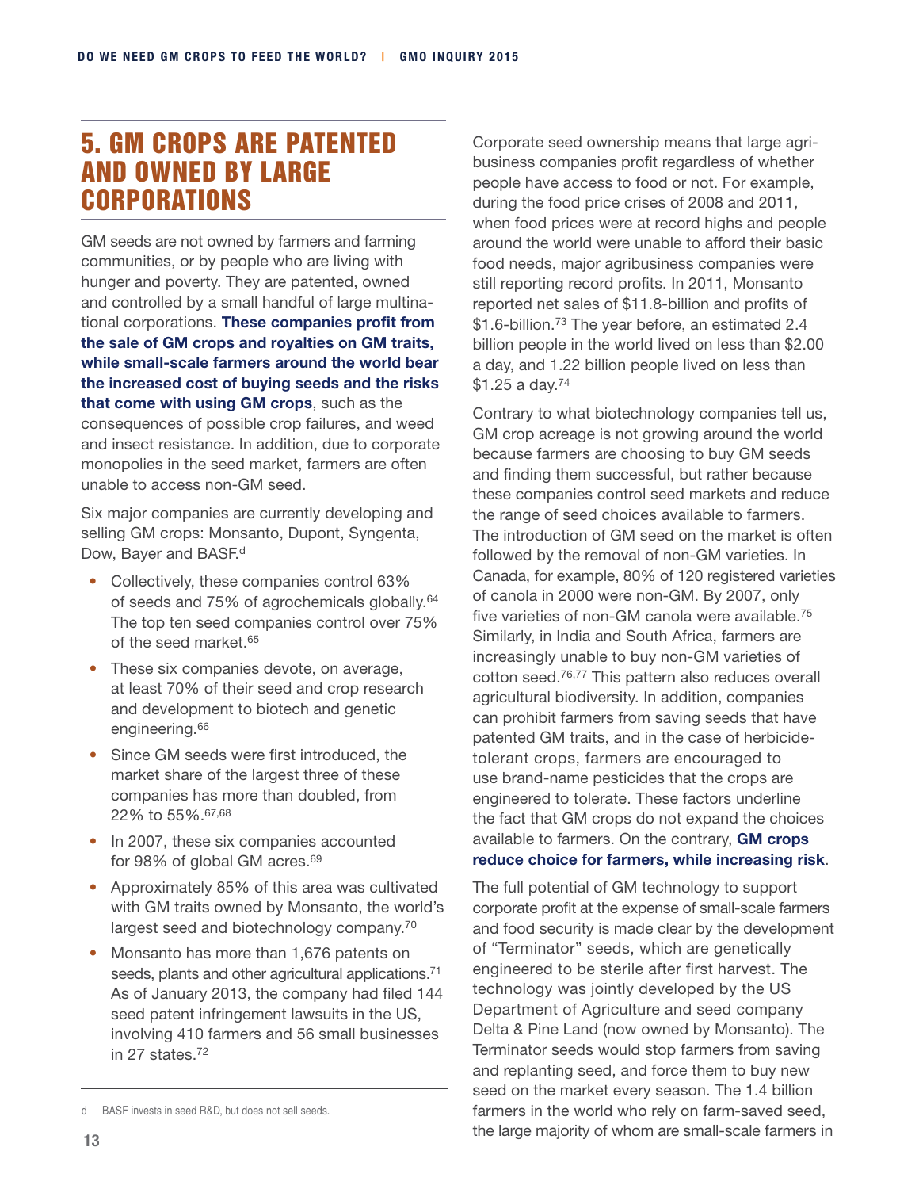## 5. GM CROPS ARE PATENTED AND OWNED BY LARGE CORPORATIONS

GM seeds are not owned by farmers and farming communities, or by people who are living with hunger and poverty. They are patented, owned and controlled by a small handful of large multinational corporations. **These companies profit from the sale of GM crops and royalties on GM traits, while small-scale farmers around the world bear the increased cost of buying seeds and the risks that come with using GM crops**, such as the consequences of possible crop failures, and weed and insect resistance. In addition, due to corporate monopolies in the seed market, farmers are often unable to access non-GM seed.

Six major companies are currently developing and selling GM crops: Monsanto, Dupont, Syngenta, Dow, Bayer and BASF.[d]

- Collectively, these companies control 63% of seeds and 75% of agrochemicals globally.[64] The top ten seed companies control over 75% of the seed market.[65]
- These six companies devote, on average, at least 70% of their seed and crop research and development to biotech and genetic engineering.[66]
- Since GM seeds were first introduced, the market share of the largest three of these companies has more than doubled, from 22% to 55%.[67,68]
- In 2007, these six companies accounted for 98% of global GM acres.[69]
- Approximately 85% of this area was cultivated with GM traits owned by Monsanto, the world's largest seed and biotechnology company.[70]
- Monsanto has more than 1,676 patents on seeds, plants and other agricultural applications.[71] As of January 2013, the company had filed 144 seed patent infringement lawsuits in the US, involving 410 farmers and 56 small businesses in 27 states.[72]

Corporate seed ownership means that large agri-business companies profit regardless of whether people have access to food or not. For example, during the food price crises of 2008 and 2011, when food prices were at record highs and people around the world were unable to afford their basic food needs, major agribusiness companies were still reporting record profits. In 2011, Monsanto reported net sales of $11.8-billion and profits of $1.6-billion.[73] The year before, an estimated 2.4 billion people in the world lived on less than $2.00 a day, and 1.22 billion people lived on less than $1.25 a day.[74]

Contrary to what biotechnology companies tell us, GM crop acreage is not growing around the world because farmers are choosing to buy GM seeds and finding them successful, but rather because these companies control seed markets and reduce the range of seed choices available to farmers. The introduction of GM seed on the market is often followed by the removal of non-GM varieties. In Canada, for example, 80% of 120 registered varieties of canola in 2000 were non-GM. By 2007, only five varieties of non-GM canola were available.[75] Similarly, in India and South Africa, farmers are increasingly unable to buy non-GM varieties of cotton seed.[76,77] This pattern also reduces overall agricultural biodiversity. In addition, companies can prohibit farmers from saving seeds that have patented GM traits, and in the case of herbicide-tolerant crops, farmers are encouraged to use brand-name pesticides that the crops are engineered to tolerate. These factors underline the fact that GM crops do not expand the choices available to farmers. On the contrary, **GM crops reduce choice for farmers, while increasing risk**.

The full potential of GM technology to support corporate profit at the expense of small-scale farmers and food security is made clear by the development of "Terminator" seeds, which are genetically engineered to be sterile after first harvest. The technology was jointly developed by the US Department of Agriculture and seed company Delta & Pine Land (now owned by Monsanto). The Terminator seeds would stop farmers from saving and replanting seed, and force them to buy new seed on the market every season. The 1.4 billion farmers in the world who rely on farm-saved seed, the large majority of whom are small-scale farmers in

d BASF invests in seed R&D, but does not sell seeds.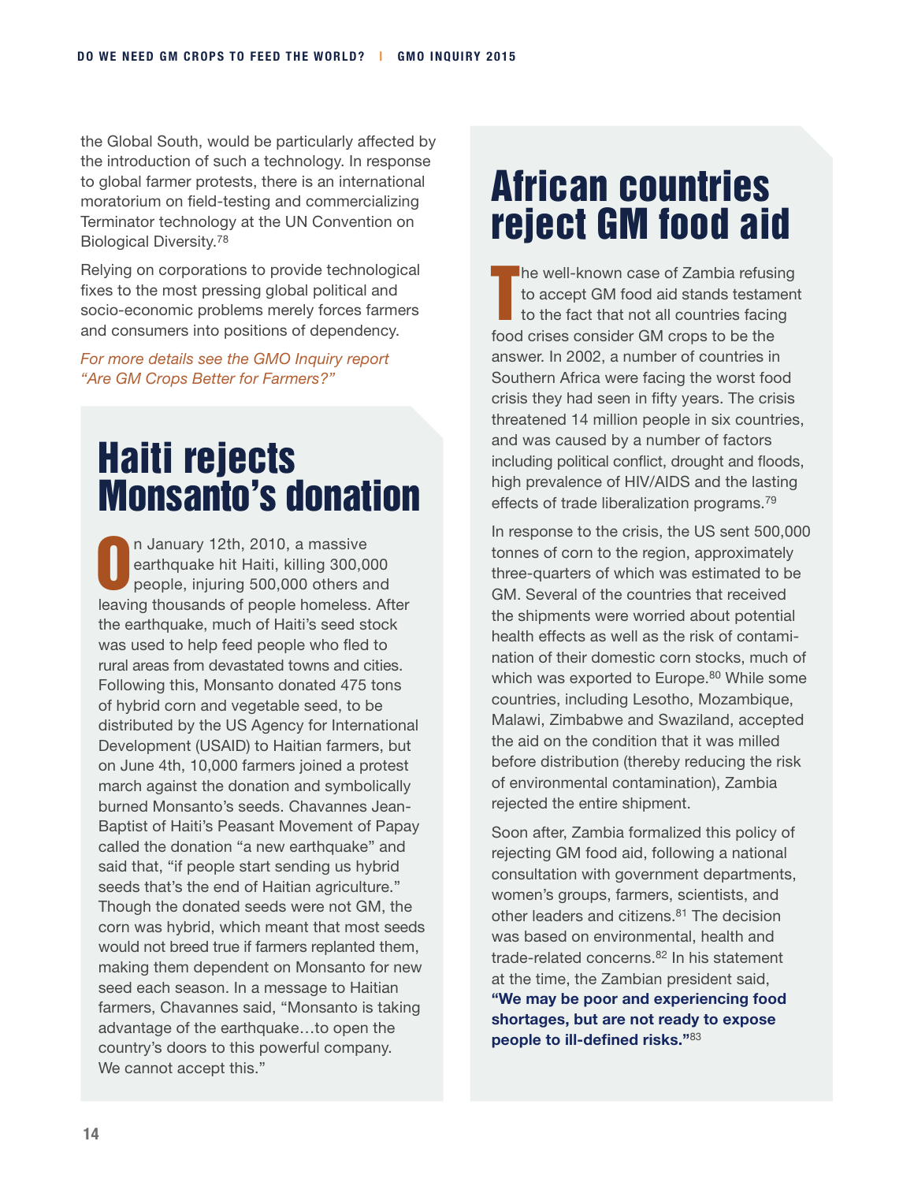the Global South, would be particularly affected by the introduction of such a technology. In response to global farmer protests, there is an international moratorium on field-testing and commercializing Terminator technology at the UN Convention on Biological Diversity.[78]

Relying on corporations to provide technological fixes to the most pressing global political and socio-economic problems merely forces farmers and consumers into positions of dependency.

*For more details see the GMO Inquiry report "Are GM Crops Better for Farmers?"*

## Haiti rejects Monsanto's donation

On January 12th, 2010, a massive earthquake hit Haiti, killing 300,000 people, injuring 500,000 others and leaving thousands of people homeless. After the earthquake, much of Haiti's seed stock was used to help feed people who fled to rural areas from devastated towns and cities. Following this, Monsanto donated 475 tons of hybrid corn and vegetable seed, to be distributed by the US Agency for International Development (USAID) to Haitian farmers, but on June 4th, 10,000 farmers joined a protest march against the donation and symbolically burned Monsanto's seeds. Chavannes Jean-Baptist of Haiti's Peasant Movement of Papay called the donation "a new earthquake" and said that, "if people start sending us hybrid seeds that's the end of Haitian agriculture." Though the donated seeds were not GM, the corn was hybrid, which meant that most seeds would not breed true if farmers replanted them, making them dependent on Monsanto for new seed each season. In a message to Haitian farmers, Chavannes said, "Monsanto is taking advantage of the earthquake…to open the country's doors to this powerful company. We cannot accept this."

## African countries reject GM food aid

The well-known case of Zambia refusing to accept GM food aid stands testament to the fact that not all countries facing food crises consider GM crops to be the answer. In 2002, a number of countries in Southern Africa were facing the worst food crisis they had seen in fifty years. The crisis threatened 14 million people in six countries, and was caused by a number of factors including political conflict, drought and floods, high prevalence of HIV/AIDS and the lasting effects of trade liberalization programs.[79]

In response to the crisis, the US sent 500,000 tonnes of corn to the region, approximately three-quarters of which was estimated to be GM. Several of the countries that received the shipments were worried about potential health effects as well as the risk of contamination of their domestic corn stocks, much of which was exported to Europe.[80] While some countries, including Lesotho, Mozambique, Malawi, Zimbabwe and Swaziland, accepted the aid on the condition that it was milled before distribution (thereby reducing the risk of environmental contamination), Zambia rejected the entire shipment.

Soon after, Zambia formalized this policy of rejecting GM food aid, following a national consultation with government departments, women's groups, farmers, scientists, and other leaders and citizens.[81] The decision was based on environmental, health and trade-related concerns.[82] In his statement at the time, the Zambian president said, **"We may be poor and experiencing food shortages, but are not ready to expose people to ill-defined risks."**[83]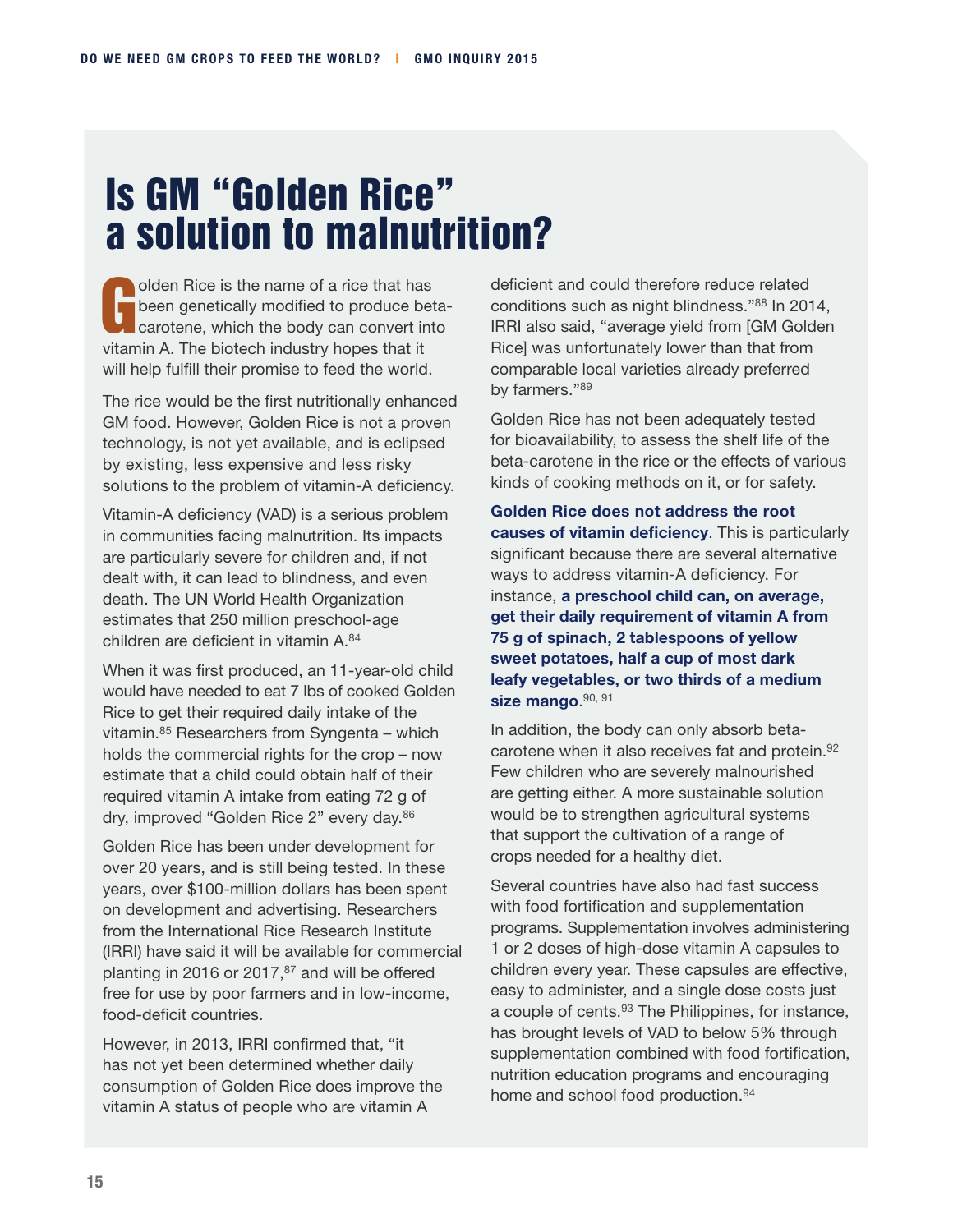# Is GM "Golden Rice" a solution to malnutrition?

Golden Rice is the name of a rice that has been genetically modified to produce beta-carotene, which the body can convert into vitamin A. The biotech industry hopes that it will help fulfill their promise to feed the world.

The rice would be the first nutritionally enhanced GM food. However, Golden Rice is not a proven technology, is not yet available, and is eclipsed by existing, less expensive and less risky solutions to the problem of vitamin-A deficiency.

Vitamin-A deficiency (VAD) is a serious problem in communities facing malnutrition. Its impacts are particularly severe for children and, if not dealt with, it can lead to blindness, and even death. The UN World Health Organization estimates that 250 million preschool-age children are deficient in vitamin A.[84]

When it was first produced, an 11-year-old child would have needed to eat 7 lbs of cooked Golden Rice to get their required daily intake of the vitamin.[85] Researchers from Syngenta – which holds the commercial rights for the crop – now estimate that a child could obtain half of their required vitamin A intake from eating 72 g of dry, improved "Golden Rice 2" every day.[86]

Golden Rice has been under development for over 20 years, and is still being tested. In these years, over $100-million dollars has been spent on development and advertising. Researchers from the International Rice Research Institute (IRRI) have said it will be available for commercial planting in 2016 or 2017,[87] and will be offered free for use by poor farmers and in low-income, food-deficit countries.

However, in 2013, IRRI confirmed that, "it has not yet been determined whether daily consumption of Golden Rice does improve the vitamin A status of people who are vitamin A deficient and could therefore reduce related conditions such as night blindness."[88] In 2014, IRRI also said, "average yield from [GM Golden Rice] was unfortunately lower than that from comparable local varieties already preferred by farmers."[89]

Golden Rice has not been adequately tested for bioavailability, to assess the shelf life of the beta-carotene in the rice or the effects of various kinds of cooking methods on it, or for safety.

**Golden Rice does not address the root causes of vitamin deficiency**. This is particularly significant because there are several alternative ways to address vitamin-A deficiency. For instance, **a preschool child can, on average, get their daily requirement of vitamin A from 75 g of spinach, 2 tablespoons of yellow sweet potatoes, half a cup of most dark leafy vegetables, or two thirds of a medium size mango**.[90, 91]

In addition, the body can only absorb beta-carotene when it also receives fat and protein.[92] Few children who are severely malnourished are getting either. A more sustainable solution would be to strengthen agricultural systems that support the cultivation of a range of crops needed for a healthy diet.

Several countries have also had fast success with food fortification and supplementation programs. Supplementation involves administering 1 or 2 doses of high-dose vitamin A capsules to children every year. These capsules are effective, easy to administer, and a single dose costs just a couple of cents.[93] The Philippines, for instance, has brought levels of VAD to below 5% through supplementation combined with food fortification, nutrition education programs and encouraging home and school food production.[94]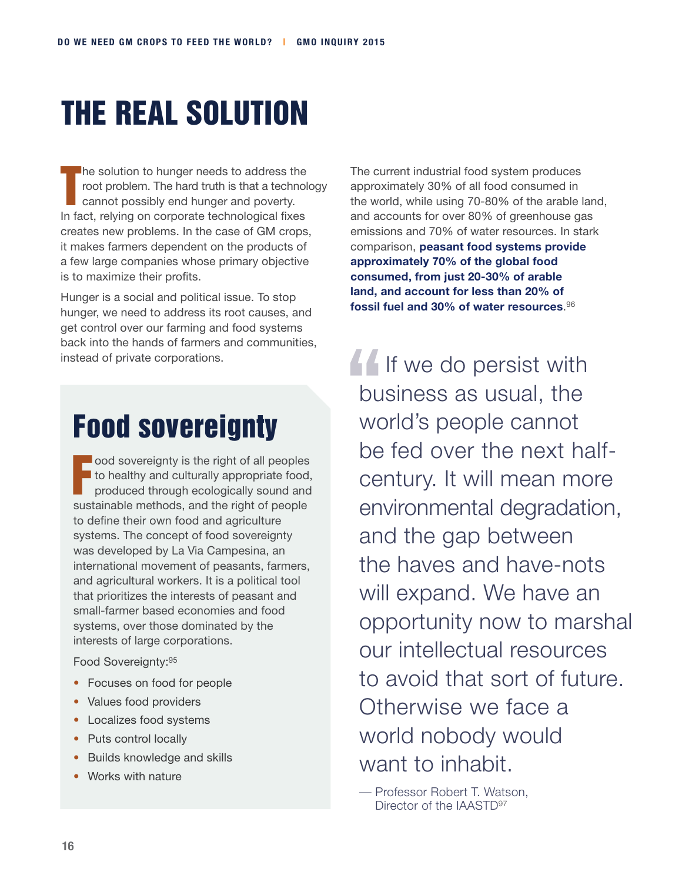# THE REAL SOLUTION

The solution to hunger needs to address the root problem. The hard truth is that a technology cannot possibly end hunger and poverty. In fact, relying on corporate technological fixes creates new problems. In the case of GM crops, it makes farmers dependent on the products of a few large companies whose primary objective is to maximize their profits.

Hunger is a social and political issue. To stop hunger, we need to address its root causes, and get control over our farming and food systems back into the hands of farmers and communities, instead of private corporations.

## Food sovereignty

Food sovereignty is the right of all peoples to healthy and culturally appropriate food, produced through ecologically sound and sustainable methods, and the right of people to define their own food and agriculture systems. The concept of food sovereignty was developed by La Via Campesina, an international movement of peasants, farmers, and agricultural workers. It is a political tool that prioritizes the interests of peasant and small-farmer based economies and food systems, over those dominated by the interests of large corporations.

Food Sovereignty:[95]

- Focuses on food for people
- Values food providers
- Localizes food systems
- Puts control locally
- Builds knowledge and skills
- Works with nature

The current industrial food system produces approximately 30% of all food consumed in the world, while using 70-80% of the arable land, and accounts for over 80% of greenhouse gas emissions and 70% of water resources. In stark comparison, **peasant food systems provide approximately 70% of the global food consumed, from just 20-30% of arable land, and account for less than 20% of fossil fuel and 30% of water resources**.[96]

> "If we do persist with business as usual, the world's people cannot be fed over the next half-century. It will mean more environmental degradation, and the gap between the haves and have-nots will expand. We have an opportunity now to marshal our intellectual resources to avoid that sort of future. Otherwise we face a world nobody would want to inhabit.
>
> — Professor Robert T. Watson, Director of the IAASTD[97]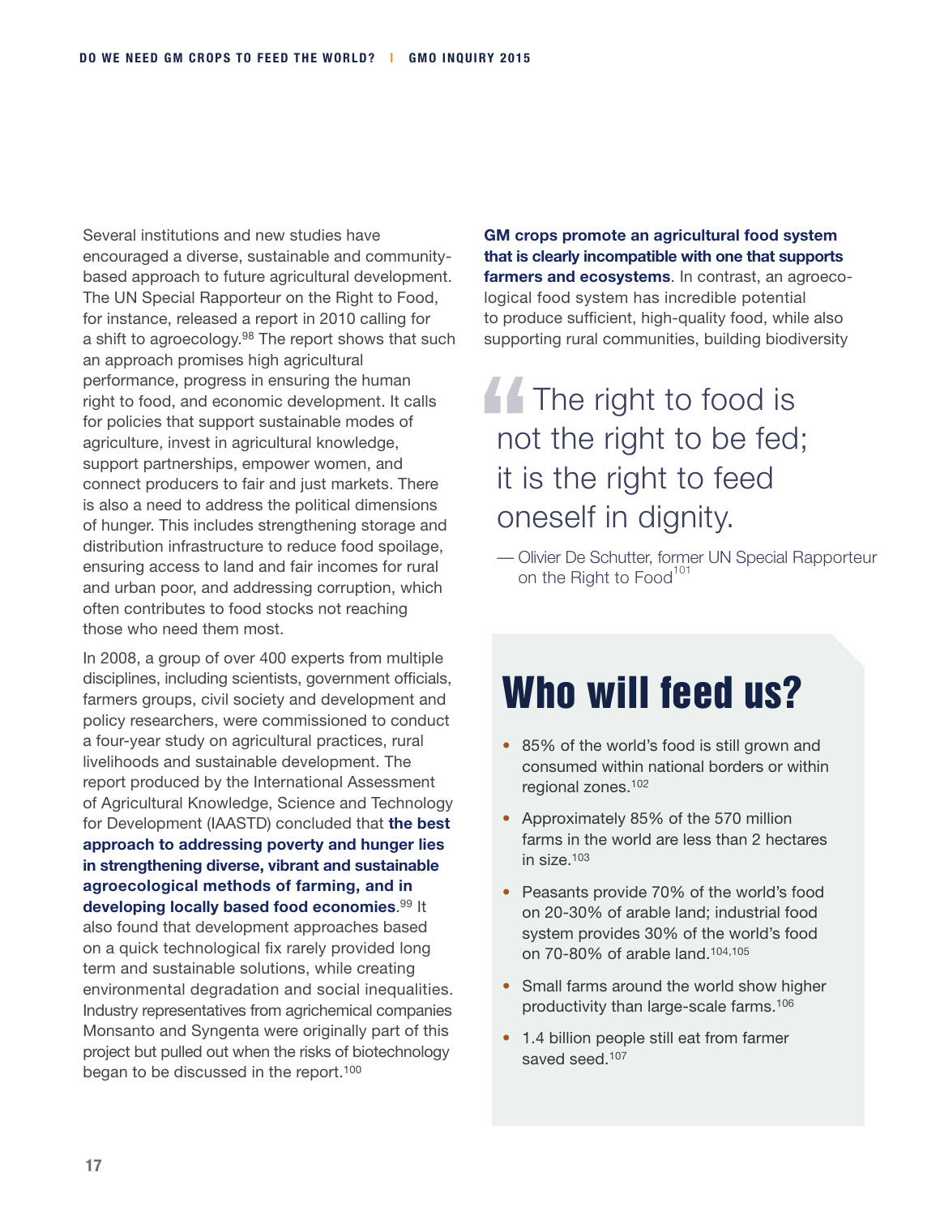Several institutions and new studies have encouraged a diverse, sustainable and community-based approach to future agricultural development. The UN Special Rapporteur on the Right to Food, for instance, released a report in 2010 calling for a shift to agroecology.[98] The report shows that such an approach promises high agricultural performance, progress in ensuring the human right to food, and economic development. It calls for policies that support sustainable modes of agriculture, invest in agricultural knowledge, support partnerships, empower women, and connect producers to fair and just markets. There is also a need to address the political dimensions of hunger. This includes strengthening storage and distribution infrastructure to reduce food spoilage, ensuring access to land and fair incomes for rural and urban poor, and addressing corruption, which often contributes to food stocks not reaching those who need them most.

In 2008, a group of over 400 experts from multiple disciplines, including scientists, government officials, farmers groups, civil society and development and policy researchers, were commissioned to conduct a four-year study on agricultural practices, rural livelihoods and sustainable development. The report produced by the International Assessment of Agricultural Knowledge, Science and Technology for Development (IAASTD) concluded that **the best approach to addressing poverty and hunger lies in strengthening diverse, vibrant and sustainable agroecological methods of farming, and in developing locally based food economies**.[99] It also found that development approaches based on a quick technological fix rarely provided long term and sustainable solutions, while creating environmental degradation and social inequalities. Industry representatives from agrichemical companies Monsanto and Syngenta were originally part of this project but pulled out when the risks of biotechnology began to be discussed in the report.[100]

**GM crops promote an agricultural food system that is clearly incompatible with one that supports farmers and ecosystems**. In contrast, an agroecological food system has incredible potential to produce sufficient, high-quality food, while also supporting rural communities, building biodiversity

> The right to food is not the right to be fed; it is the right to feed oneself in dignity.
>
> — Olivier De Schutter, former UN Special Rapporteur on the Right to Food[101]

## Who will feed us?

- 85% of the world's food is still grown and consumed within national borders or within regional zones.[102]
- Approximately 85% of the 570 million farms in the world are less than 2 hectares in size.[103]
- Peasants provide 70% of the world's food on 20-30% of arable land; industrial food system provides 30% of the world's food on 70-80% of arable land.[104,105]
- Small farms around the world show higher productivity than large-scale farms.[106]
- 1.4 billion people still eat from farmer saved seed.[107]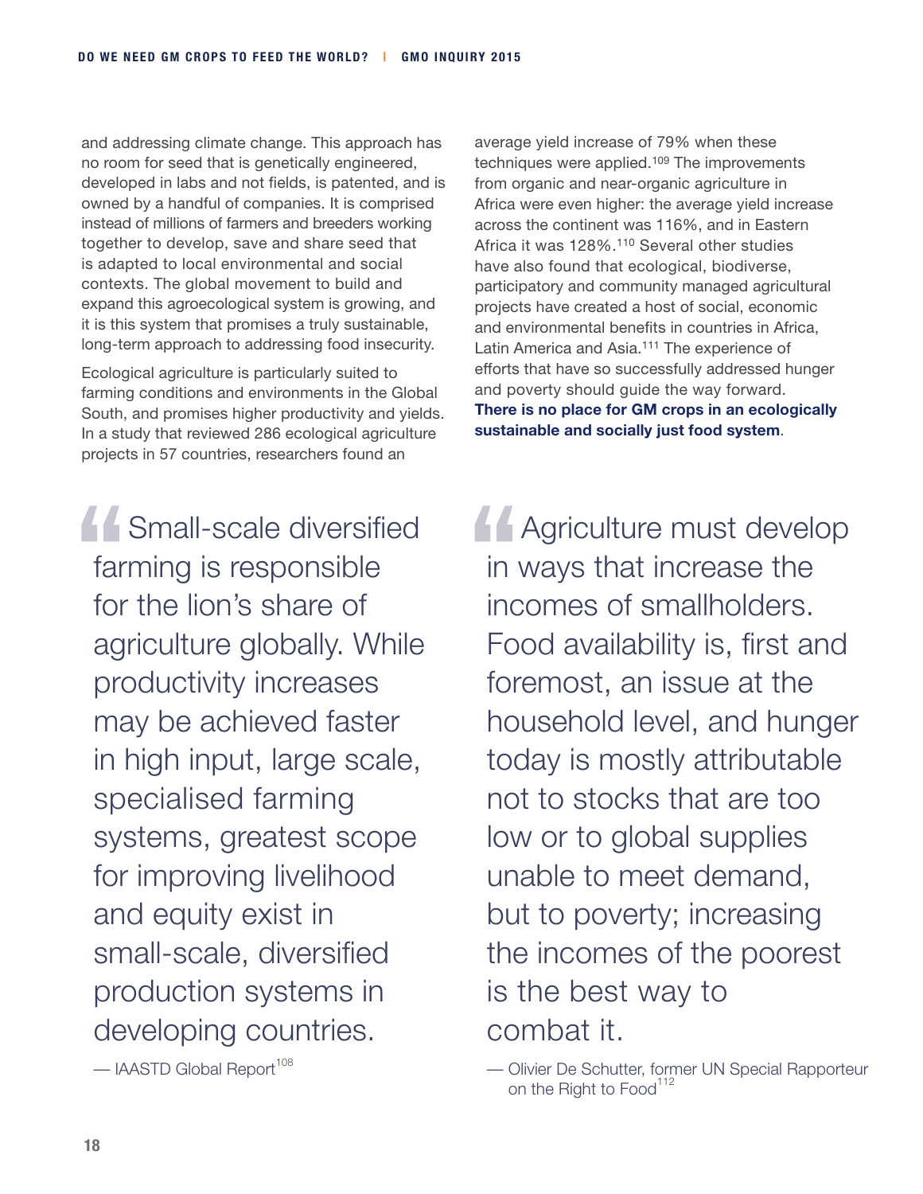and addressing climate change. This approach has no room for seed that is genetically engineered, developed in labs and not fields, is patented, and is owned by a handful of companies. It is comprised instead of millions of farmers and breeders working together to develop, save and share seed that is adapted to local environmental and social contexts. The global movement to build and expand this agroecological system is growing, and it is this system that promises a truly sustainable, long-term approach to addressing food insecurity.

Ecological agriculture is particularly suited to farming conditions and environments in the Global South, and promises higher productivity and yields. In a study that reviewed 286 ecological agriculture projects in 57 countries, researchers found an average yield increase of 79% when these techniques were applied.[109] The improvements from organic and near-organic agriculture in Africa were even higher: the average yield increase across the continent was 116%, and in Eastern Africa it was 128%.[110] Several other studies have also found that ecological, biodiverse, participatory and community managed agricultural projects have created a host of social, economic and environmental benefits in countries in Africa, Latin America and Asia.[111] The experience of efforts that have so successfully addressed hunger and poverty should guide the way forward. **There is no place for GM crops in an ecologically sustainable and socially just food system**.

> Small-scale diversified farming is responsible for the lion's share of agriculture globally. While productivity increases may be achieved faster in high input, large scale, specialised farming systems, greatest scope for improving livelihood and equity exist in small-scale, diversified production systems in developing countries.
>
> — IAASTD Global Report[108]

> Agriculture must develop in ways that increase the incomes of smallholders. Food availability is, first and foremost, an issue at the household level, and hunger today is mostly attributable not to stocks that are too low or to global supplies unable to meet demand, but to poverty; increasing the incomes of the poorest is the best way to combat it.
>
> — Olivier De Schutter, former UN Special Rapporteur on the Right to Food[112]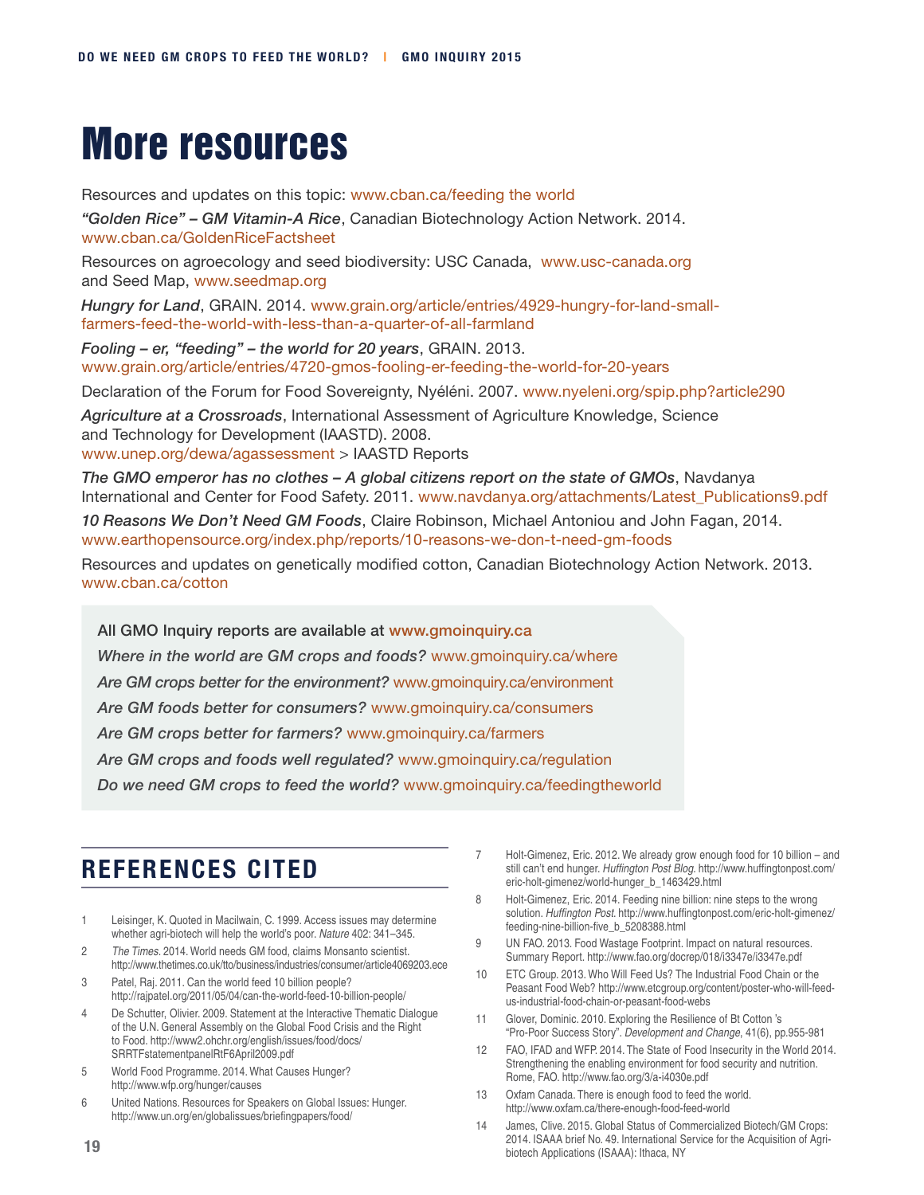# More resources

Resources and updates on this topic: www.cban.ca/feeding the world

*"Golden Rice" – GM Vitamin-A Rice*, Canadian Biotechnology Action Network. 2014. www.cban.ca/GoldenRiceFactsheet

Resources on agroecology and seed biodiversity: USC Canada, www.usc-canada.org and Seed Map, www.seedmap.org

*Hungry for Land*, GRAIN. 2014. www.grain.org/article/entries/4929-hungry-for-land-small-farmers-feed-the-world-with-less-than-a-quarter-of-all-farmland

*Fooling – er, "feeding" – the world for 20 years*, GRAIN. 2013. www.grain.org/article/entries/4720-gmos-fooling-er-feeding-the-world-for-20-years

Declaration of the Forum for Food Sovereignty, Nyéléni. 2007. www.nyeleni.org/spip.php?article290

*Agriculture at a Crossroads*, International Assessment of Agriculture Knowledge, Science and Technology for Development (IAASTD). 2008. www.unep.org/dewa/agassessment > IAASTD Reports

*The GMO emperor has no clothes – A global citizens report on the state of GMOs*, Navdanya International and Center for Food Safety. 2011. www.navdanya.org/attachments/Latest_Publications9.pdf

*10 Reasons We Don't Need GM Foods*, Claire Robinson, Michael Antoniou and John Fagan, 2014. www.earthopensource.org/index.php/reports/10-reasons-we-don-t-need-gm-foods

Resources and updates on genetically modified cotton, Canadian Biotechnology Action Network. 2013. www.cban.ca/cotton

All GMO Inquiry reports are available at **www.gmoinquiry.ca**

*Where in the world are GM crops and foods?* www.gmoinquiry.ca/where

*Are GM crops better for the environment?* www.gmoinquiry.ca/environment

*Are GM foods better for consumers?* www.gmoinquiry.ca/consumers

*Are GM crops better for farmers?* www.gmoinquiry.ca/farmers

*Are GM crops and foods well regulated?* www.gmoinquiry.ca/regulation

*Do we need GM crops to feed the world?* www.gmoinquiry.ca/feedingtheworld

## REFERENCES CITED

1. Leisinger, K. Quoted in Macilwain, C. 1999. Access issues may determine whether agri-biotech will help the world's poor. *Nature* 402: 341–345.
2. *The Times*. 2014. World needs GM food, claims Monsanto scientist. http://www.thetimes.co.uk/tto/business/industries/consumer/article4069203.ece
3. Patel, Raj. 2011. Can the world feed 10 billion people? http://rajpatel.org/2011/05/04/can-the-world-feed-10-billion-people/
4. De Schutter, Olivier. 2009. Statement at the Interactive Thematic Dialogue of the U.N. General Assembly on the Global Food Crisis and the Right to Food. http://www2.ohchr.org/english/issues/food/docs/SRRTFstatementpanelRtF6April2009.pdf
5. World Food Programme. 2014. What Causes Hunger? http://www.wfp.org/hunger/causes
6. United Nations. Resources for Speakers on Global Issues: Hunger. http://www.un.org/en/globalissues/briefingpapers/food/
7. Holt-Gimenez, Eric. 2012. We already grow enough food for 10 billion – and still can't end hunger. *Huffington Post Blog*. http://www.huffingtonpost.com/eric-holt-gimenez/world-hunger_b_1463429.html
8. Holt-Gimenez, Eric. 2014. Feeding nine billion: nine steps to the wrong solution. *Huffington Post*. http://www.huffingtonpost.com/eric-holt-gimenez/feeding-nine-billion-five_b_5208388.html
9. UN FAO. 2013. Food Wastage Footprint. Impact on natural resources. Summary Report. http://www.fao.org/docrep/018/i3347e/i3347e.pdf
10. ETC Group. 2013. Who Will Feed Us? The Industrial Food Chain or the Peasant Food Web? http://www.etcgroup.org/content/poster-who-will-feed-us-industrial-food-chain-or-peasant-food-webs
11. Glover, Dominic. 2010. Exploring the Resilience of Bt Cotton 's "Pro-Poor Success Story". *Development and Change*, 41(6), pp.955-981
12. FAO, IFAD and WFP. 2014. The State of Food Insecurity in the World 2014. Strengthening the enabling environment for food security and nutrition. Rome, FAO. http://www.fao.org/3/a-i4030e.pdf
13. Oxfam Canada. There is enough food to feed the world. http://www.oxfam.ca/there-enough-food-feed-world
14. James, Clive. 2015. Global Status of Commercialized Biotech/GM Crops: 2014. ISAAA brief No. 49. International Service for the Acquisition of Agri-biotech Applications (ISAAA): Ithaca, NY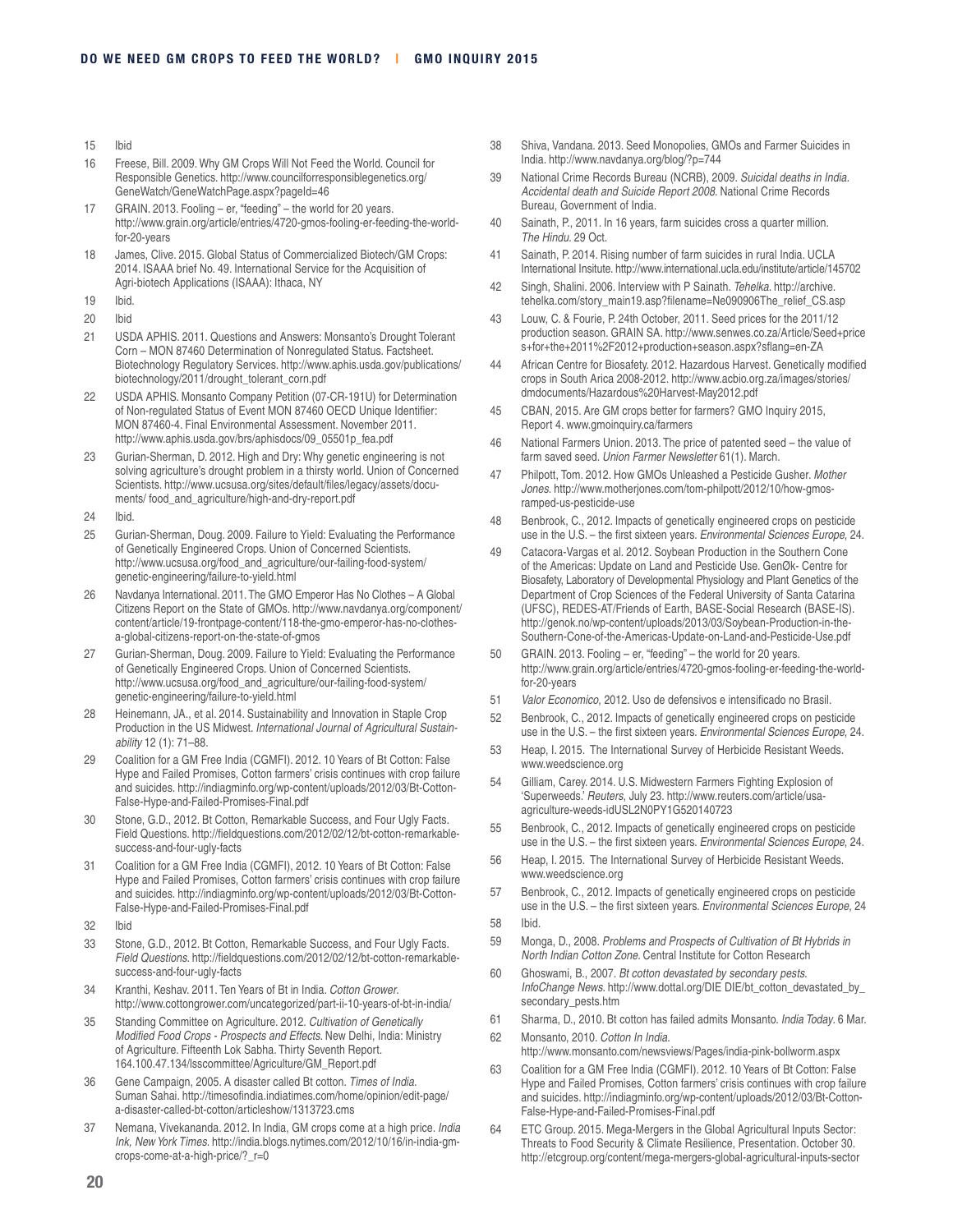15 Ibid

16 Freese, Bill. 2009. Why GM Crops Will Not Feed the World. Council for Responsible Genetics. http://www.councilforresponsiblegenetics.org/GeneWatch/GeneWatchPage.aspx?pageId=46

17 GRAIN. 2013. Fooling – er, "feeding" – the world for 20 years. http://www.grain.org/article/entries/4720-gmos-fooling-er-feeding-the-world-for-20-years

18 James, Clive. 2015. Global Status of Commercialized Biotech/GM Crops: 2014. ISAAA brief No. 49. International Service for the Acquisition of Agri-biotech Applications (ISAAA): Ithaca, NY

19 Ibid.

20 Ibid

21 USDA APHIS. 2011. Questions and Answers: Monsanto's Drought Tolerant Corn – MON 87460 Determination of Nonregulated Status. Factsheet. Biotechnology Regulatory Services. http://www.aphis.usda.gov/publications/biotechnology/2011/drought_tolerant_corn.pdf

22 USDA APHIS. Monsanto Company Petition (07-CR-191U) for Determination of Non-regulated Status of Event MON 87460 OECD Unique Identifier: MON 87460-4. Final Environmental Assessment. November 2011. http://www.aphis.usda.gov/brs/aphisdocs/09_05501p_fea.pdf

23 Gurian-Sherman, D. 2012. High and Dry: Why genetic engineering is not solving agriculture's drought problem in a thirsty world. Union of Concerned Scientists. http://www.ucsusa.org/sites/default/files/legacy/assets/documents/ food_and_agriculture/high-and-dry-report.pdf

24 Ibid.

25 Gurian-Sherman, Doug. 2009. Failure to Yield: Evaluating the Performance of Genetically Engineered Crops. Union of Concerned Scientists. http://www.ucsusa.org/food_and_agriculture/our-failing-food-system/genetic-engineering/failure-to-yield.html

26 Navdanya International. 2011. The GMO Emperor Has No Clothes – A Global Citizens Report on the State of GMOs. http://www.navdanya.org/component/content/article/19-frontpage-content/118-the-gmo-emperor-has-no-clothes-a-global-citizens-report-on-the-state-of-gmos

27 Gurian-Sherman, Doug. 2009. Failure to Yield: Evaluating the Performance of Genetically Engineered Crops. Union of Concerned Scientists. http://www.ucsusa.org/food_and_agriculture/our-failing-food-system/genetic-engineering/failure-to-yield.html

28 Heinemann, JA., et al. 2014. Sustainability and Innovation in Staple Crop Production in the US Midwest. *International Journal of Agricultural Sustainability* 12 (1): 71–88.

29 Coalition for a GM Free India (CGMFI). 2012. 10 Years of Bt Cotton: False Hype and Failed Promises, Cotton farmers' crisis continues with crop failure and suicides. http://indiagminfo.org/wp-content/uploads/2012/03/Bt-Cotton-False-Hype-and-Failed-Promises-Final.pdf

30 Stone, G.D., 2012. Bt Cotton, Remarkable Success, and Four Ugly Facts. Field Questions. http://fieldquestions.com/2012/02/12/bt-cotton-remarkable-success-and-four-ugly-facts

31 Coalition for a GM Free India (CGMFI), 2012. 10 Years of Bt Cotton: False Hype and Failed Promises, Cotton farmers' crisis continues with crop failure and suicides. http://indiagminfo.org/wp-content/uploads/2012/03/Bt-Cotton-False-Hype-and-Failed-Promises-Final.pdf

32 Ibid

33 Stone, G.D., 2012. Bt Cotton, Remarkable Success, and Four Ugly Facts. *Field Questions.* http://fieldquestions.com/2012/02/12/bt-cotton-remarkable-success-and-four-ugly-facts

34 Kranthi, Keshav. 2011. Ten Years of Bt in India. *Cotton Grower.* http://www.cottongrower.com/uncategorized/part-ii-10-years-of-bt-in-india/

35 Standing Committee on Agriculture. 2012. *Cultivation of Genetically Modified Food Crops - Prospects and Effects.* New Delhi, India: Ministry of Agriculture. Fifteenth Lok Sabha. Thirty Seventh Report. 164.100.47.134/lsscommittee/Agriculture/GM_Report.pdf

36 Gene Campaign, 2005. A disaster called Bt cotton. *Times of India.* Suman Sahai. http://timesofindia.indiatimes.com/home/opinion/edit-page/a-disaster-called-bt-cotton/articleshow/1313723.cms

37 Nemana, Vivekananda. 2012. In India, GM crops come at a high price. *India Ink, New York Times.* http://india.blogs.nytimes.com/2012/10/16/in-india-gm-crops-come-at-a-high-price/?_r=0

38 Shiva, Vandana. 2013. Seed Monopolies, GMOs and Farmer Suicides in India. http://www.navdanya.org/blog/?p=744

39 National Crime Records Bureau (NCRB), 2009. *Suicidal deaths in India. Accidental death and Suicide Report 2008.* National Crime Records Bureau, Government of India.

40 Sainath, P., 2011. In 16 years, farm suicides cross a quarter million. *The Hindu.* 29 Oct.

41 Sainath, P. 2014. Rising number of farm suicides in rural India. UCLA International Insitute. http://www.international.ucla.edu/institute/article/145702

42 Singh, Shalini. 2006. Interview with P Sainath. *Tehelka.* http://archive.tehelka.com/story_main19.asp?filename=Ne090906The_relief_CS.asp

43 Louw, C. & Fourie, P. 24th October, 2011. Seed prices for the 2011/12 production season. GRAIN SA. http://www.senwes.co.za/Article/Seed+prices+for+the+2011%2F2012+production+season.aspx?sflang=en-ZA

44 African Centre for Biosafety. 2012. Hazardous Harvest. Genetically modified crops in South Arica 2008-2012. http://www.acbio.org.za/images/stories/dmdocuments/Hazardous%20Harvest-May2012.pdf

45 CBAN, 2015. Are GM crops better for farmers? GMO Inquiry 2015, Report 4. www.gmoinquiry.ca/farmers

46 National Farmers Union. 2013. The price of patented seed – the value of farm saved seed. *Union Farmer Newsletter* 61(1). March.

47 Philpott, Tom. 2012. How GMOs Unleashed a Pesticide Gusher. *Mother Jones.* http://www.motherjones.com/tom-philpott/2012/10/how-gmos-ramped-us-pesticide-use

48 Benbrook, C., 2012. Impacts of genetically engineered crops on pesticide use in the U.S. – the first sixteen years. *Environmental Sciences Europe*, 24.

49 Catacora-Vargas et al. 2012. Soybean Production in the Southern Cone of the Americas: Update on Land and Pesticide Use. GenØk- Centre for Biosafety, Laboratory of Developmental Physiology and Plant Genetics of the Department of Crop Sciences of the Federal University of Santa Catarina (UFSC), REDES-AT/Friends of Earth, BASE-Social Research (BASE-IS). http://genok.no/wp-content/uploads/2013/03/Soybean-Production-in-the-Southern-Cone-of-the-Americas-Update-on-Land-and-Pesticide-Use.pdf

50 GRAIN. 2013. Fooling – er, "feeding" – the world for 20 years. http://www.grain.org/article/entries/4720-gmos-fooling-er-feeding-the-world-for-20-years

51 *Valor Economico*, 2012. Uso de defensivos e intensificado no Brasil.

52 Benbrook, C., 2012. Impacts of genetically engineered crops on pesticide use in the U.S. – the first sixteen years. *Environmental Sciences Europe*, 24.

53 Heap, I. 2015. The International Survey of Herbicide Resistant Weeds. www.weedscience.org

54 Gilliam, Carey. 2014. U.S. Midwestern Farmers Fighting Explosion of 'Superweeds.' *Reuters*, July 23. http://www.reuters.com/article/usa-agriculture-weeds-idUSL2N0PY1G520140723

55 Benbrook, C., 2012. Impacts of genetically engineered crops on pesticide use in the U.S. – the first sixteen years. *Environmental Sciences Europe*, 24.

56 Heap, I. 2015. The International Survey of Herbicide Resistant Weeds. www.weedscience.org

57 Benbrook, C., 2012. Impacts of genetically engineered crops on pesticide use in the U.S. – the first sixteen years. *Environmental Sciences Europe*, 24

58 Ibid.

59 Monga, D., 2008. *Problems and Prospects of Cultivation of Bt Hybrids in North Indian Cotton Zone.* Central Institute for Cotton Research

60 Ghoswami, B., 2007. *Bt cotton devastated by secondary pests. InfoChange News.* http://www.dottal.org/DIE DIE/bt_cotton_devastated_by_secondary_pests.htm

61 Sharma, D., 2010. Bt cotton has failed admits Monsanto. *India Today.* 6 Mar.

62 Monsanto, 2010. *Cotton In India.* http://www.monsanto.com/newsviews/Pages/india-pink-bollworm.aspx

63 Coalition for a GM Free India (CGMFI). 2012. 10 Years of Bt Cotton: False Hype and Failed Promises, Cotton farmers' crisis continues with crop failure and suicides. http://indiagminfo.org/wp-content/uploads/2012/03/Bt-Cotton-False-Hype-and-Failed-Promises-Final.pdf

64 ETC Group. 2015. Mega-Mergers in the Global Agricultural Inputs Sector: Threats to Food Security & Climate Resilience, Presentation. October 30. http://etcgroup.org/content/mega-mergers-global-agricultural-inputs-sector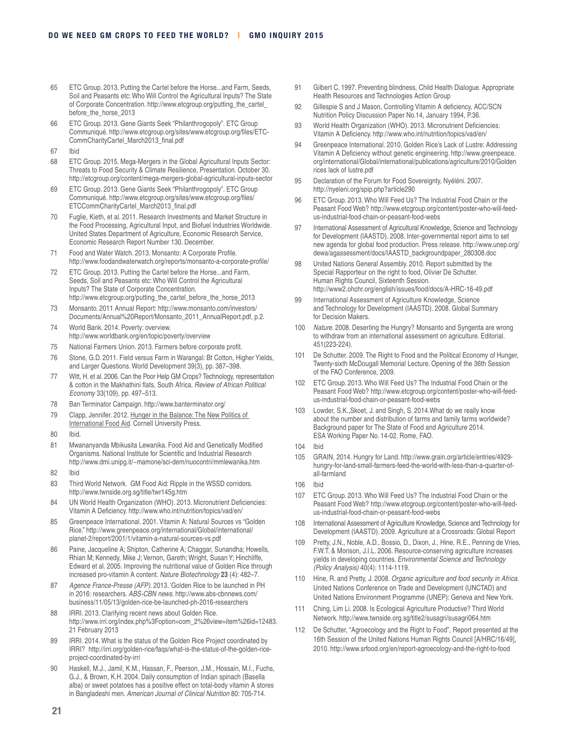65 ETC Group. 2013. Putting the Cartel before the Horse...and Farm, Seeds, Soil and Peasants etc: Who Will Control the Agricultural Inputs? The State of Corporate Concentration. http://www.etcgroup.org/putting_the_cartel_before_the_horse_2013

66 ETC Group. 2013. Gene Giants Seek "Philanthrogopoly". ETC Group Communiqué. http://www.etcgroup.org/sites/www.etcgroup.org/files/ETC-CommCharityCartel_March2013_final.pdf

67 Ibid

68 ETC Group. 2015. Mega-Mergers in the Global Agricultural Inputs Sector: Threats to Food Security & Climate Resilience, Presentation. October 30. http://etcgroup.org/content/mega-mergers-global-agricultural-inputs-sector

69 ETC Group. 2013. Gene Giants Seek "Philanthrogopoly". ETC Group Communiqué. http://www.etcgroup.org/sites/www.etcgroup.org/files/ETCCommCharityCartel_March2013_final.pdf

70 Fuglie, Kieth, et al. 2011. Research Investments and Market Structure in the Food Processing, Agricultural Input, and Biofuel Industries Worldwide. United States Department of Agriculture, Economic Research Service, Economic Research Report Number 130. December.

71 Food and Water Watch. 2013. Monsanto: A Corporate Profile. http://www.foodandwaterwatch.org/reports/monsanto-a-corporate-profile/

72 ETC Group. 2013. Putting the Cartel before the Horse...and Farm, Seeds, Soil and Peasants etc: Who Will Control the Agricultural Inputs? The State of Corporate Concentration. http://www.etcgroup.org/putting_the_cartel_before_the_horse_2013

73 Monsanto. 2011 Annual Report: http://www.monsanto.com/investors/Documents/Annual%20Report/Monsanto_2011_AnnualReport.pdf, p.2.

74 World Bank. 2014. Poverty: overview. http://www.worldbank.org/en/topic/poverty/overview

75 National Farmers Union. 2013. Farmers before corporate profit.

76 Stone, G.D. 2011. Field versus Farm in Warangal: Bt Cotton, Higher Yields, and Larger Questions. World Development 39(3), pp. 387–398.

77 Witt, H. et al. 2006. Can the Poor Help GM Crops? Technology, representation & cotton in the Makhathini flats, South Africa. *Review of African Political Economy* 33(109), pp. 497–513.

78 Ban Terminator Campaign. http://www.banterminator.org/

79 Clapp, Jennifer. 2012. Hunger in the Balance: The New Politics of International Food Aid. Cornell University Press.

80 Ibid.

81 Mwananyanda Mbikusita Lewanika. Food Aid and Genetically Modified Organisms. National Institute for Scientific and Industrial Research http://www.dmi.unipg.it/~mamone/sci-dem/nuocontri/mmlewanika.htm

82 Ibid

83 Third World Network. GM Food Aid: Ripple in the WSSD corridors. http://www.twnside.org.sg/title/twr145g.htm

84 UN World Health Organization (WHO). 2013. Micronutrient Deficiencies: Vitamin A Deficiency. http://www.who.int/nutrition/topics/vad/en/

85 Greenpeace International. 2001. Vitamin A: Natural Sources vs "Golden Rice." http://www.greenpeace.org/international/Global/international/planet-2/report/2001/1/vitamin-a-natural-sources-vs.pdf

86 Paine, Jacqueline A; Shipton, Catherine A; Chaggar, Sunandha; Howells, Rhian M; Kennedy, Mike J; Vernon, Gareth; Wright, Susan Y; Hinchliffe, Edward et al. 2005. Improving the nutritional value of Golden Rice through increased pro-vitamin A content. *Nature Biotechnology* **23** (4): 482–7.

87 *Agence France-Presse (AFP).* 2013. 'Golden Rice to be launched in PH in 2016: researchers. *ABS-CBN news.* http://www.abs-cbnnews.com/business/11/05/13/golden-rice-be-launched-ph-2016-researchers

88 IRRI. 2013. Clarifying recent news about Golden Rice. http://www.irri.org/index.php%3Foption=com_2%26view=item%26id=12483. 21 February 2013

89 IRRI. 2014. What is the status of the Golden Rice Project coordinated by IRRI? http://irri.org/golden-rice/faqs/what-is-the-status-of-the-golden-rice-project-coordinated-by-irri

90 Haskell, M.J., Jamil, K.M., Hassan, F., Peerson, J.M., Hossain, M.I., Fuchs, G.J., & Brown, K.H. 2004. Daily consumption of Indian spinach (Basella alba) or sweet potatoes has a positive effect on total-body vitamin A stores in Bangladeshi men. *American Journal of Clinical Nutrition* 80: 705-714.

91 Gilbert C. 1997. Preventing blindness, Child Health Dialogue. Appropriate Health Resources and Technologies Action Group

92 Gillespie S and J Mason, Controlling Vitamin A deficiency, ACC/SCN Nutrition Policy Discussion Paper No.14, January 1994, P.36.

93 World Health Organization (WHO). 2013. Micronutrient Deficiencies: Vitamin A Deficiency. http://www.who.int/nutrition/topics/vad/en/

94 Greenpeace International. 2010. Golden Rice's Lack of Lustre: Addressing Vitamin A Deficiency without genetic engineering. http://www.greenpeace.org/international/Global/international/publications/agriculture/2010/Golden rices lack of lustre.pdf

95 Declaration of the Forum for Food Sovereignty, Nyéléni. 2007. http://nyeleni.org/spip.php?article290

96 ETC Group. 2013. Who Will Feed Us? The Industrial Food Chain or the Peasant Food Web? http://www.etcgroup.org/content/poster-who-will-feed-us-industrial-food-chain-or-peasant-food-webs

97 International Assessment of Agricultural Knowledge, Science and Technology for Development (IAASTD). 2008. Inter-governmental report aims to set new agenda for global food production. Press release. http://www.unep.org/dewa/agassessment/docs/IAASTD_backgroundpaper_280308.doc

98 United Nations General Assembly. 2010. Report submitted by the Special Rapporteur on the right to food, Olivier De Schutter. Human Rights Council, Sixteenth Session. http://www2.ohchr.org/english/issues/food/docs/A-HRC-16-49.pdf

99 International Assessment of Agriculture Knowledge, Science and Technology for Development (IAASTD). 2008. Global Summary for Decision Makers.

100 *Nature.* 2008. Deserting the Hungry? Monsanto and Syngenta are wrong to withdraw from an international assessment on agriculture. Editorial. 451(223-224).

101 De Schutter. 2009. The Right to Food and the Political Economy of Hunger, Twenty-sixth McDougall Memorial Lecture. Opening of the 36th Session of the FAO Conference, 2009.

102 ETC Group. 2013. Who Will Feed Us? The Industrial Food Chain or the Peasant Food Web? http://www.etcgroup.org/content/poster-who-will-feed-us-industrial-food-chain-or-peasant-food-webs

103 Lowder, S.K.,Skoet, J. and Singh, S. 2014.What do we really know about the number and distribution of farms and family farms worldwide? Background paper for The State of Food and Agriculture 2014. ESA Working Paper No. 14-02. Rome, FAO.

104 Ibid

105 GRAIN, 2014. Hungry for Land. http://www.grain.org/article/entries/4929-hungry-for-land-small-farmers-feed-the-world-with-less-than-a-quarter-of-all-farmland

106 Ibid

107 ETC Group. 2013. Who Will Feed Us? The Industrial Food Chain or the Peasant Food Web? http://www.etcgroup.org/content/poster-who-will-feed-us-industrial-food-chain-or-peasant-food-webs

108 International Assessment of Agriculture Knowledge, Science and Technology for Development (IAASTD). 2009. Agriculture at a Crossroads: Global Report

109 Pretty, J.N., Noble, A.D., Bossio, D., Dixon, J., Hine, R.E., Penning de Vries, F.W.T. & Morison, J.I.L. 2006. Resource-conserving agriculture increases yields in developing countries. *Environmental Science and Technology (Policy Analysis)* 40(4): 1114-1119.

110 Hine, R. and Pretty, J. 2008. *Organic agriculture and food security in Africa.* United Nations Conference on Trade and Development (UNCTAD) and United Nations Environment Programme (UNEP): Geneva and New York.

111 Ching, Lim Li. 2008. Is Ecological Agriculture Productive? Third World Network. http://www.twnside.org.sg/title2/susagri/susagri064.htm

112 De Schutter, "Agroecology and the Right to Food", Report presented at the 16th Session of the United Nations Human Rights Council [A/HRC/16/49], 2010. http://www.srfood.org/en/report-agroecology-and-the-right-to-food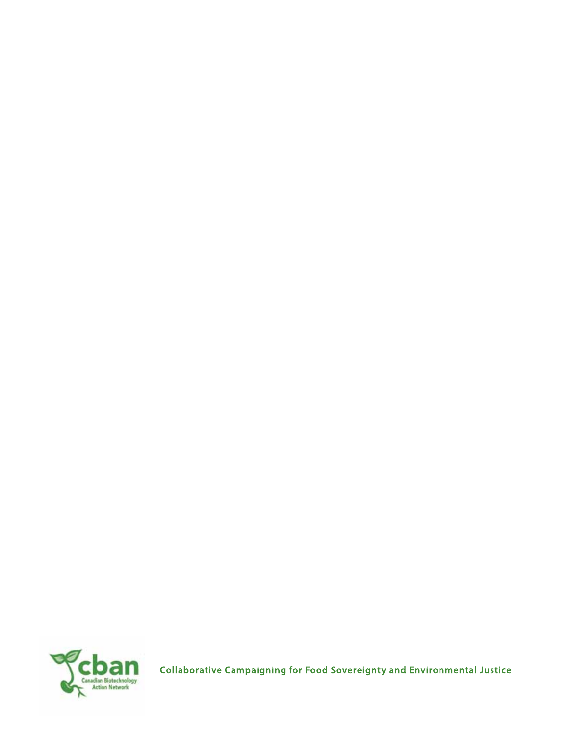cban Canadian Biotechnology Action Network

Collaborative Campaigning for Food Sovereignty and Environmental Justice